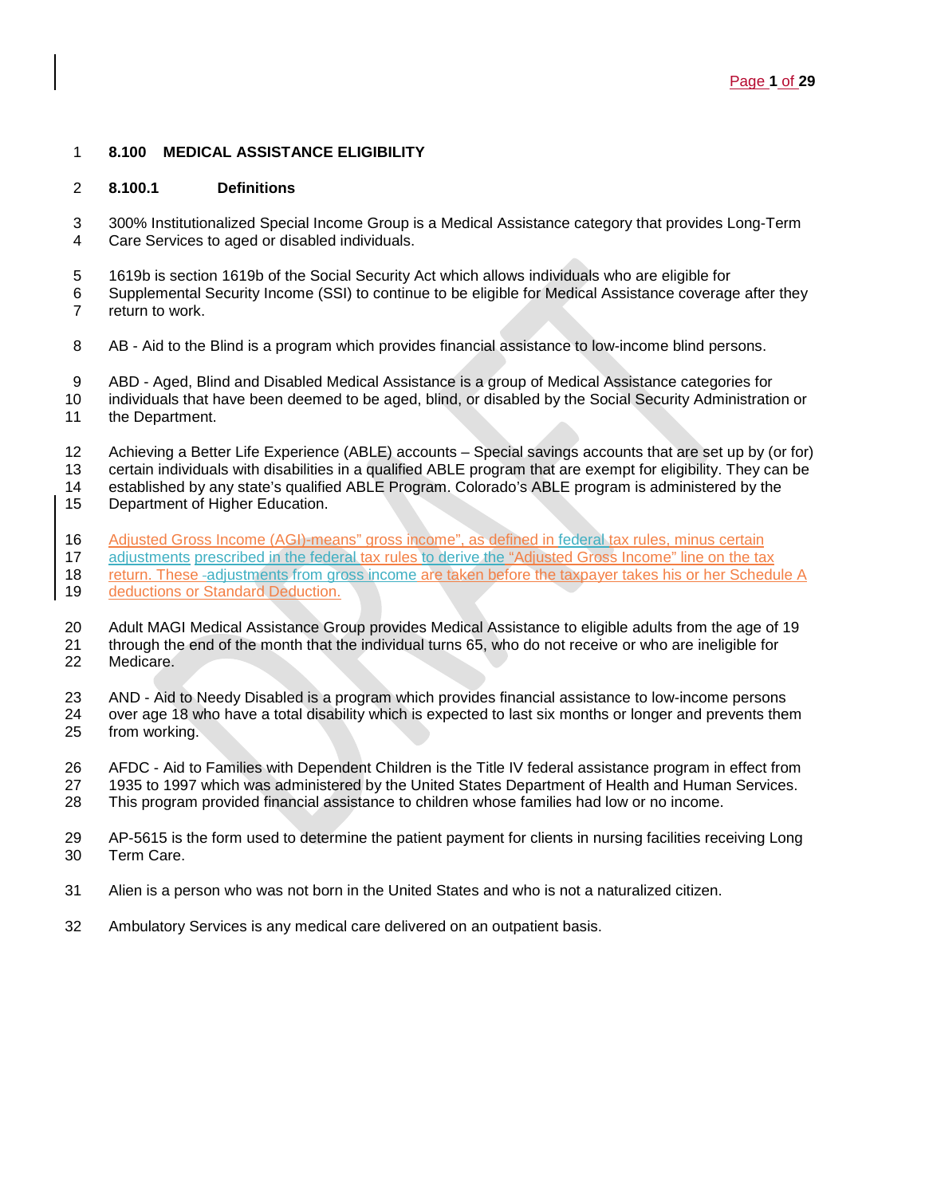# 8.100 MEDICAL ASSISTANCE ELIGIBILITY

## 8.100.1 Definitions

300% Institutionalized Special Income Group is a Medical Assistance category that provides Long-Term Care Services to aged or disabled individuals.

1619b is section 1619b of the Social Security Act which allows individuals who are eligible for Supplemental Security Income (SSI) to continue to be eligible for Medical Assistance coverage after they return to work.

AB - Aid to the Blind is a program which provides financial assistance to low-income blind persons.

ABD - Aged, Blind and Disabled Medical Assistance is a group of Medical Assistance categories for individuals that have been deemed to be aged, blind, or disabled by the Social Security Administration or the Department.

Achieving a Better Life Experience (ABLE) accounts – Special savings accounts that are set up by (or for) certain individuals with disabilities in a qualified ABLE program that are exempt for eligibility. They can be established by any state's qualified ABLE Program. Colorado's ABLE program is administered by the Department of Higher Education.

Adjusted Gross Income (AGI)-means" gross income", as defined in federal tax rules, minus certain adjustments prescribed in the federal tax rules to derive the "Adjusted Gross Income" line on the tax return. These -adjustments from gross income are taken before the taxpayer takes his or her Schedule A deductions or Standard Deduction.

Adult MAGI Medical Assistance Group provides Medical Assistance to eligible adults from the age of 19 through the end of the month that the individual turns 65, who do not receive or who are ineligible for Medicare.

AND - Aid to Needy Disabled is a program which provides financial assistance to low-income persons over age 18 who have a total disability which is expected to last six months or longer and prevents them from working.

AFDC - Aid to Families with Dependent Children is the Title IV federal assistance program in effect from 1935 to 1997 which was administered by the United States Department of Health and Human Services. This program provided financial assistance to children whose families had low or no income.

AP-5615 is the form used to determine the patient payment for clients in nursing facilities receiving Long Term Care.

Alien is a person who was not born in the United States and who is not a naturalized citizen.

Ambulatory Services is any medical care delivered on an outpatient basis.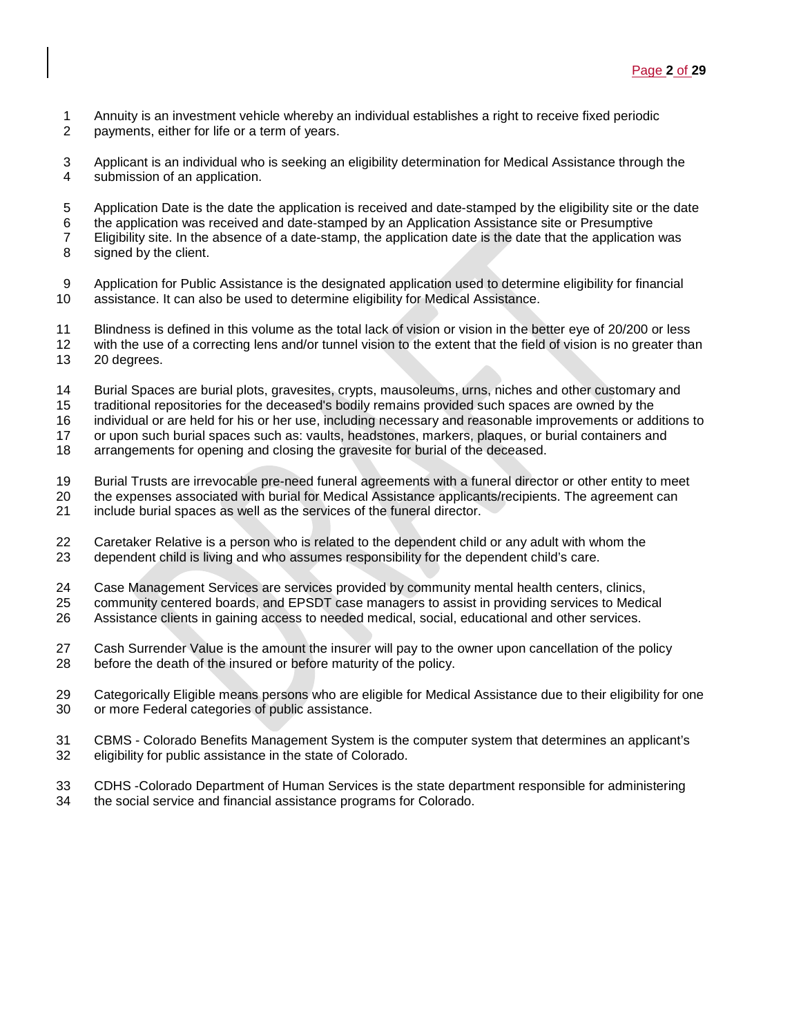Annuity is an investment vehicle whereby an individual establishes a right to receive fixed periodic payments, either for life or a term of years.

Applicant is an individual who is seeking an eligibility determination for Medical Assistance through the submission of an application.

Application Date is the date the application is received and date-stamped by the eligibility site or the date the application was received and date-stamped by an Application Assistance site or Presumptive Eligibility site. In the absence of a date-stamp, the application date is the date that the application was signed by the client.

Application for Public Assistance is the designated application used to determine eligibility for financial assistance. It can also be used to determine eligibility for Medical Assistance.

Blindness is defined in this volume as the total lack of vision or vision in the better eye of 20/200 or less with the use of a correcting lens and/or tunnel vision to the extent that the field of vision is no greater than 20 degrees.

Burial Spaces are burial plots, gravesites, crypts, mausoleums, urns, niches and other customary and traditional repositories for the deceased's bodily remains provided such spaces are owned by the individual or are held for his or her use, including necessary and reasonable improvements or additions to or upon such burial spaces such as: vaults, headstones, markers, plaques, or burial containers and arrangements for opening and closing the gravesite for burial of the deceased.

Burial Trusts are irrevocable pre-need funeral agreements with a funeral director or other entity to meet the expenses associated with burial for Medical Assistance applicants/recipients. The agreement can include burial spaces as well as the services of the funeral director.

Caretaker Relative is a person who is related to the dependent child or any adult with whom the dependent child is living and who assumes responsibility for the dependent child's care.

Case Management Services are services provided by community mental health centers, clinics, community centered boards, and EPSDT case managers to assist in providing services to Medical Assistance clients in gaining access to needed medical, social, educational and other services.

Cash Surrender Value is the amount the insurer will pay to the owner upon cancellation of the policy before the death of the insured or before maturity of the policy.

Categorically Eligible means persons who are eligible for Medical Assistance due to their eligibility for one or more Federal categories of public assistance.

CBMS - Colorado Benefits Management System is the computer system that determines an applicant's eligibility for public assistance in the state of Colorado.

CDHS -Colorado Department of Human Services is the state department responsible for administering the social service and financial assistance programs for Colorado.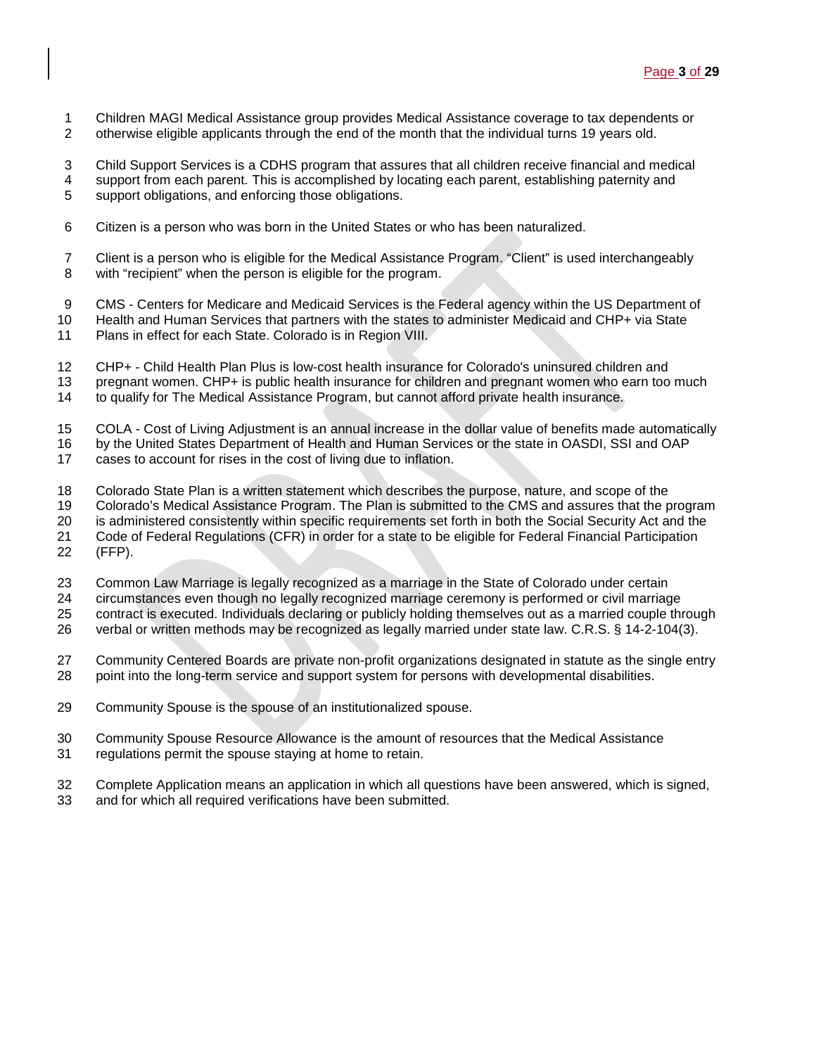Children MAGI Medical Assistance group provides Medical Assistance coverage to tax dependents or otherwise eligible applicants through the end of the month that the individual turns 19 years old.

Child Support Services is a CDHS program that assures that all children receive financial and medical support from each parent. This is accomplished by locating each parent, establishing paternity and support obligations, and enforcing those obligations.

Citizen is a person who was born in the United States or who has been naturalized.

Client is a person who is eligible for the Medical Assistance Program. “Client” is used interchangeably with “recipient” when the person is eligible for the program.

CMS - Centers for Medicare and Medicaid Services is the Federal agency within the US Department of Health and Human Services that partners with the states to administer Medicaid and CHP+ via State Plans in effect for each State. Colorado is in Region VIII.

CHP+ - Child Health Plan Plus is low-cost health insurance for Colorado's uninsured children and pregnant women. CHP+ is public health insurance for children and pregnant women who earn too much to qualify for The Medical Assistance Program, but cannot afford private health insurance.

COLA - Cost of Living Adjustment is an annual increase in the dollar value of benefits made automatically by the United States Department of Health and Human Services or the state in OASDI, SSI and OAP cases to account for rises in the cost of living due to inflation.

Colorado State Plan is a written statement which describes the purpose, nature, and scope of the Colorado’s Medical Assistance Program. The Plan is submitted to the CMS and assures that the program is administered consistently within specific requirements set forth in both the Social Security Act and the Code of Federal Regulations (CFR) in order for a state to be eligible for Federal Financial Participation (FFP).

Common Law Marriage is legally recognized as a marriage in the State of Colorado under certain circumstances even though no legally recognized marriage ceremony is performed or civil marriage contract is executed. Individuals declaring or publicly holding themselves out as a married couple through verbal or written methods may be recognized as legally married under state law. C.R.S. § 14-2-104(3).

Community Centered Boards are private non-profit organizations designated in statute as the single entry point into the long-term service and support system for persons with developmental disabilities.

Community Spouse is the spouse of an institutionalized spouse.

Community Spouse Resource Allowance is the amount of resources that the Medical Assistance regulations permit the spouse staying at home to retain.

Complete Application means an application in which all questions have been answered, which is signed, and for which all required verifications have been submitted.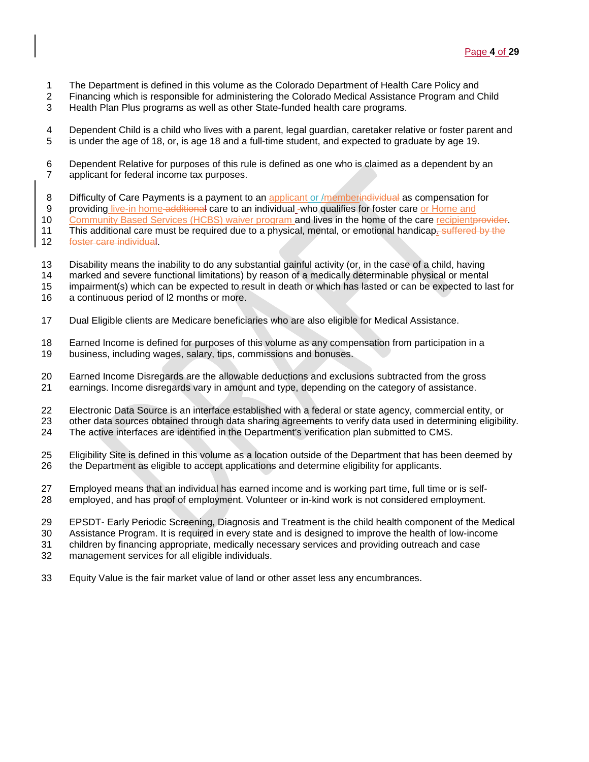The Department is defined in this volume as the Colorado Department of Health Care Policy and Financing which is responsible for administering the Colorado Medical Assistance Program and Child Health Plan Plus programs as well as other State-funded health care programs.

Dependent Child is a child who lives with a parent, legal guardian, caretaker relative or foster parent and is under the age of 18, or, is age 18 and a full-time student, and expected to graduate by age 19.

Dependent Relative for purposes of this rule is defined as one who is claimed as a dependent by an applicant for federal income tax purposes.

Difficulty of Care Payments is a payment to an applicant or ~~/~~member~~individual~~ as compensation for providing live-in home ~~additional~~ care to an individual who qualifies for foster care or Home and Community Based Services (HCBS) waiver program and lives in the home of the care recipient~~provider~~. This additional care must be required due to a physical, mental, or emotional handicap~~, suffered by the foster care individual~~.

Disability means the inability to do any substantial gainful activity (or, in the case of a child, having marked and severe functional limitations) by reason of a medically determinable physical or mental impairment(s) which can be expected to result in death or which has lasted or can be expected to last for a continuous period of l2 months or more.

Dual Eligible clients are Medicare beneficiaries who are also eligible for Medical Assistance.

Earned Income is defined for purposes of this volume as any compensation from participation in a business, including wages, salary, tips, commissions and bonuses.

Earned Income Disregards are the allowable deductions and exclusions subtracted from the gross earnings. Income disregards vary in amount and type, depending on the category of assistance.

Electronic Data Source is an interface established with a federal or state agency, commercial entity, or other data sources obtained through data sharing agreements to verify data used in determining eligibility. The active interfaces are identified in the Department's verification plan submitted to CMS.

Eligibility Site is defined in this volume as a location outside of the Department that has been deemed by the Department as eligible to accept applications and determine eligibility for applicants.

Employed means that an individual has earned income and is working part time, full time or is self-employed, and has proof of employment. Volunteer or in-kind work is not considered employment.

EPSDT- Early Periodic Screening, Diagnosis and Treatment is the child health component of the Medical Assistance Program. It is required in every state and is designed to improve the health of low-income children by financing appropriate, medically necessary services and providing outreach and case management services for all eligible individuals.

Equity Value is the fair market value of land or other asset less any encumbrances.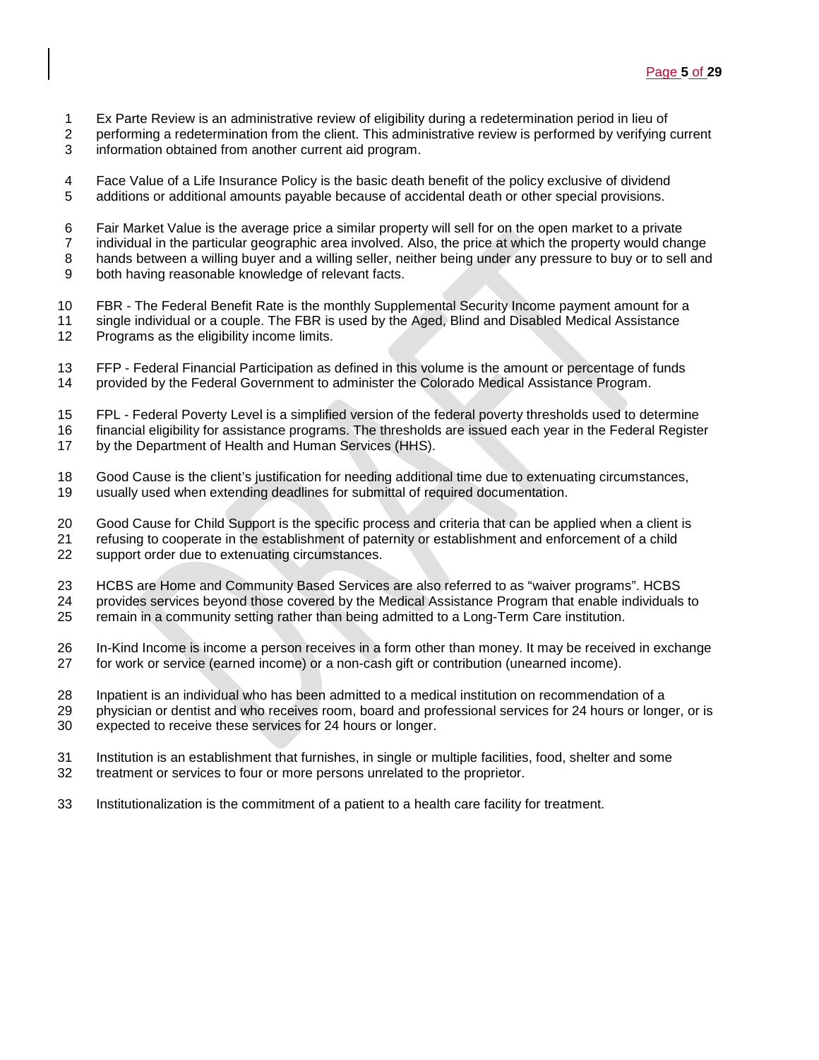Ex Parte Review is an administrative review of eligibility during a redetermination period in lieu of performing a redetermination from the client. This administrative review is performed by verifying current information obtained from another current aid program.

Face Value of a Life Insurance Policy is the basic death benefit of the policy exclusive of dividend additions or additional amounts payable because of accidental death or other special provisions.

Fair Market Value is the average price a similar property will sell for on the open market to a private individual in the particular geographic area involved. Also, the price at which the property would change hands between a willing buyer and a willing seller, neither being under any pressure to buy or to sell and both having reasonable knowledge of relevant facts.

FBR - The Federal Benefit Rate is the monthly Supplemental Security Income payment amount for a single individual or a couple. The FBR is used by the Aged, Blind and Disabled Medical Assistance Programs as the eligibility income limits.

FFP - Federal Financial Participation as defined in this volume is the amount or percentage of funds provided by the Federal Government to administer the Colorado Medical Assistance Program.

FPL - Federal Poverty Level is a simplified version of the federal poverty thresholds used to determine financial eligibility for assistance programs. The thresholds are issued each year in the Federal Register by the Department of Health and Human Services (HHS).

Good Cause is the client's justification for needing additional time due to extenuating circumstances, usually used when extending deadlines for submittal of required documentation.

Good Cause for Child Support is the specific process and criteria that can be applied when a client is refusing to cooperate in the establishment of paternity or establishment and enforcement of a child support order due to extenuating circumstances.

HCBS are Home and Community Based Services are also referred to as "waiver programs". HCBS provides services beyond those covered by the Medical Assistance Program that enable individuals to remain in a community setting rather than being admitted to a Long-Term Care institution.

In-Kind Income is income a person receives in a form other than money. It may be received in exchange for work or service (earned income) or a non-cash gift or contribution (unearned income).

Inpatient is an individual who has been admitted to a medical institution on recommendation of a physician or dentist and who receives room, board and professional services for 24 hours or longer, or is expected to receive these services for 24 hours or longer.

Institution is an establishment that furnishes, in single or multiple facilities, food, shelter and some treatment or services to four or more persons unrelated to the proprietor.

Institutionalization is the commitment of a patient to a health care facility for treatment.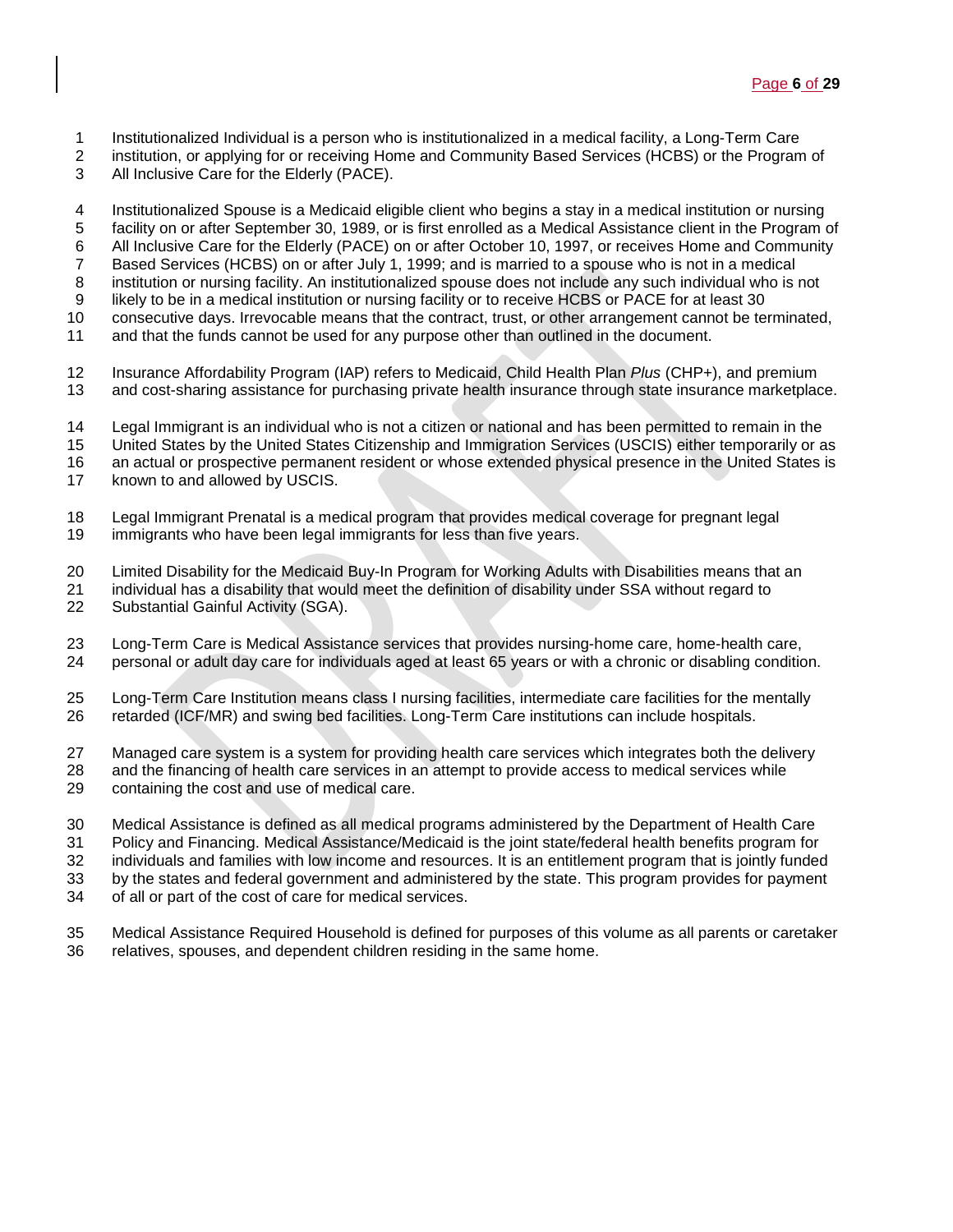Institutionalized Individual is a person who is institutionalized in a medical facility, a Long-Term Care institution, or applying for or receiving Home and Community Based Services (HCBS) or the Program of All Inclusive Care for the Elderly (PACE).

Institutionalized Spouse is a Medicaid eligible client who begins a stay in a medical institution or nursing facility on or after September 30, 1989, or is first enrolled as a Medical Assistance client in the Program of All Inclusive Care for the Elderly (PACE) on or after October 10, 1997, or receives Home and Community Based Services (HCBS) on or after July 1, 1999; and is married to a spouse who is not in a medical institution or nursing facility. An institutionalized spouse does not include any such individual who is not likely to be in a medical institution or nursing facility or to receive HCBS or PACE for at least 30 consecutive days. Irrevocable means that the contract, trust, or other arrangement cannot be terminated, and that the funds cannot be used for any purpose other than outlined in the document.

Insurance Affordability Program (IAP) refers to Medicaid, Child Health Plan *Plus* (CHP+), and premium and cost-sharing assistance for purchasing private health insurance through state insurance marketplace.

Legal Immigrant is an individual who is not a citizen or national and has been permitted to remain in the United States by the United States Citizenship and Immigration Services (USCIS) either temporarily or as an actual or prospective permanent resident or whose extended physical presence in the United States is known to and allowed by USCIS.

Legal Immigrant Prenatal is a medical program that provides medical coverage for pregnant legal immigrants who have been legal immigrants for less than five years.

Limited Disability for the Medicaid Buy-In Program for Working Adults with Disabilities means that an individual has a disability that would meet the definition of disability under SSA without regard to Substantial Gainful Activity (SGA).

Long-Term Care is Medical Assistance services that provides nursing-home care, home-health care, personal or adult day care for individuals aged at least 65 years or with a chronic or disabling condition.

Long-Term Care Institution means class I nursing facilities, intermediate care facilities for the mentally retarded (ICF/MR) and swing bed facilities. Long-Term Care institutions can include hospitals.

Managed care system is a system for providing health care services which integrates both the delivery and the financing of health care services in an attempt to provide access to medical services while containing the cost and use of medical care.

Medical Assistance is defined as all medical programs administered by the Department of Health Care Policy and Financing. Medical Assistance/Medicaid is the joint state/federal health benefits program for individuals and families with low income and resources. It is an entitlement program that is jointly funded by the states and federal government and administered by the state. This program provides for payment of all or part of the cost of care for medical services.

Medical Assistance Required Household is defined for purposes of this volume as all parents or caretaker relatives, spouses, and dependent children residing in the same home.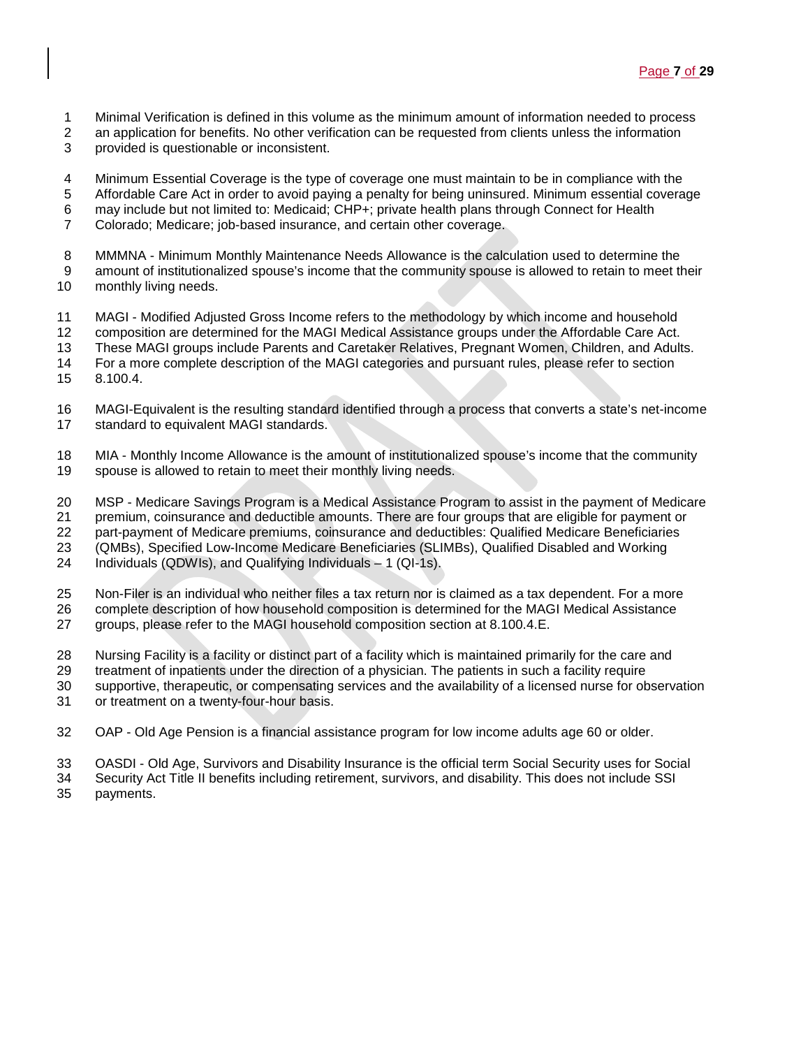Minimal Verification is defined in this volume as the minimum amount of information needed to process an application for benefits. No other verification can be requested from clients unless the information provided is questionable or inconsistent.

Minimum Essential Coverage is the type of coverage one must maintain to be in compliance with the Affordable Care Act in order to avoid paying a penalty for being uninsured. Minimum essential coverage may include but not limited to: Medicaid; CHP+; private health plans through Connect for Health Colorado; Medicare; job-based insurance, and certain other coverage.

MMMNA - Minimum Monthly Maintenance Needs Allowance is the calculation used to determine the amount of institutionalized spouse's income that the community spouse is allowed to retain to meet their monthly living needs.

MAGI - Modified Adjusted Gross Income refers to the methodology by which income and household composition are determined for the MAGI Medical Assistance groups under the Affordable Care Act. These MAGI groups include Parents and Caretaker Relatives, Pregnant Women, Children, and Adults. For a more complete description of the MAGI categories and pursuant rules, please refer to section 8.100.4.

MAGI-Equivalent is the resulting standard identified through a process that converts a state's net-income standard to equivalent MAGI standards.

MIA - Monthly Income Allowance is the amount of institutionalized spouse's income that the community spouse is allowed to retain to meet their monthly living needs.

MSP - Medicare Savings Program is a Medical Assistance Program to assist in the payment of Medicare premium, coinsurance and deductible amounts. There are four groups that are eligible for payment or part-payment of Medicare premiums, coinsurance and deductibles: Qualified Medicare Beneficiaries (QMBs), Specified Low-Income Medicare Beneficiaries (SLIMBs), Qualified Disabled and Working Individuals (QDWIs), and Qualifying Individuals – 1 (QI-1s).

Non-Filer is an individual who neither files a tax return nor is claimed as a tax dependent. For a more complete description of how household composition is determined for the MAGI Medical Assistance groups, please refer to the MAGI household composition section at 8.100.4.E.

Nursing Facility is a facility or distinct part of a facility which is maintained primarily for the care and treatment of inpatients under the direction of a physician. The patients in such a facility require supportive, therapeutic, or compensating services and the availability of a licensed nurse for observation or treatment on a twenty-four-hour basis.

OAP - Old Age Pension is a financial assistance program for low income adults age 60 or older.

OASDI - Old Age, Survivors and Disability Insurance is the official term Social Security uses for Social Security Act Title II benefits including retirement, survivors, and disability. This does not include SSI payments.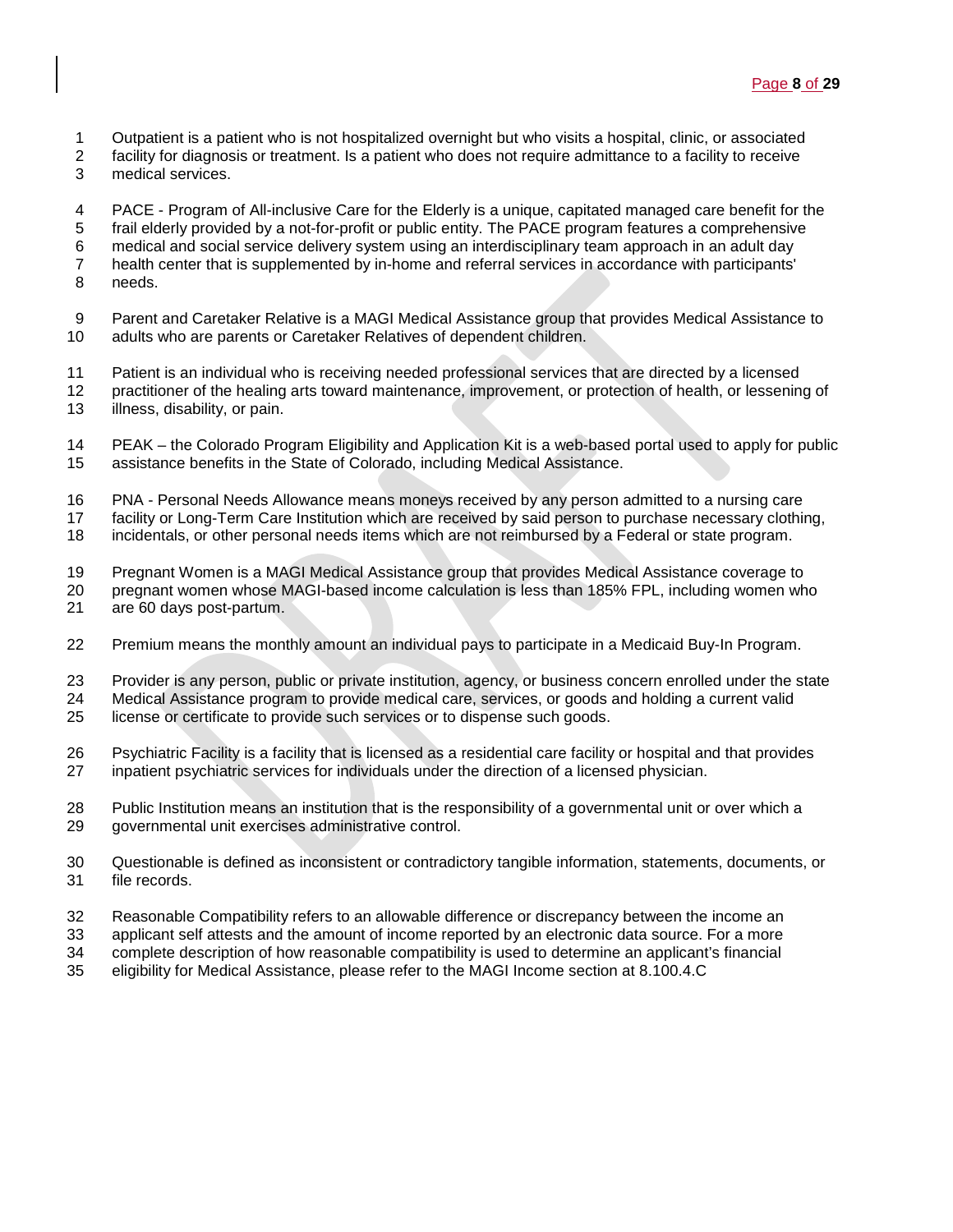Outpatient is a patient who is not hospitalized overnight but who visits a hospital, clinic, or associated facility for diagnosis or treatment. Is a patient who does not require admittance to a facility to receive medical services.

PACE - Program of All-inclusive Care for the Elderly is a unique, capitated managed care benefit for the frail elderly provided by a not-for-profit or public entity. The PACE program features a comprehensive medical and social service delivery system using an interdisciplinary team approach in an adult day health center that is supplemented by in-home and referral services in accordance with participants' needs.

Parent and Caretaker Relative is a MAGI Medical Assistance group that provides Medical Assistance to adults who are parents or Caretaker Relatives of dependent children.

Patient is an individual who is receiving needed professional services that are directed by a licensed practitioner of the healing arts toward maintenance, improvement, or protection of health, or lessening of illness, disability, or pain.

PEAK – the Colorado Program Eligibility and Application Kit is a web-based portal used to apply for public assistance benefits in the State of Colorado, including Medical Assistance.

PNA - Personal Needs Allowance means moneys received by any person admitted to a nursing care facility or Long-Term Care Institution which are received by said person to purchase necessary clothing, incidentals, or other personal needs items which are not reimbursed by a Federal or state program.

Pregnant Women is a MAGI Medical Assistance group that provides Medical Assistance coverage to pregnant women whose MAGI-based income calculation is less than 185% FPL, including women who are 60 days post-partum.

Premium means the monthly amount an individual pays to participate in a Medicaid Buy-In Program.

Provider is any person, public or private institution, agency, or business concern enrolled under the state Medical Assistance program to provide medical care, services, or goods and holding a current valid license or certificate to provide such services or to dispense such goods.

Psychiatric Facility is a facility that is licensed as a residential care facility or hospital and that provides inpatient psychiatric services for individuals under the direction of a licensed physician.

Public Institution means an institution that is the responsibility of a governmental unit or over which a governmental unit exercises administrative control.

Questionable is defined as inconsistent or contradictory tangible information, statements, documents, or file records.

Reasonable Compatibility refers to an allowable difference or discrepancy between the income an applicant self attests and the amount of income reported by an electronic data source. For a more complete description of how reasonable compatibility is used to determine an applicant's financial eligibility for Medical Assistance, please refer to the MAGI Income section at 8.100.4.C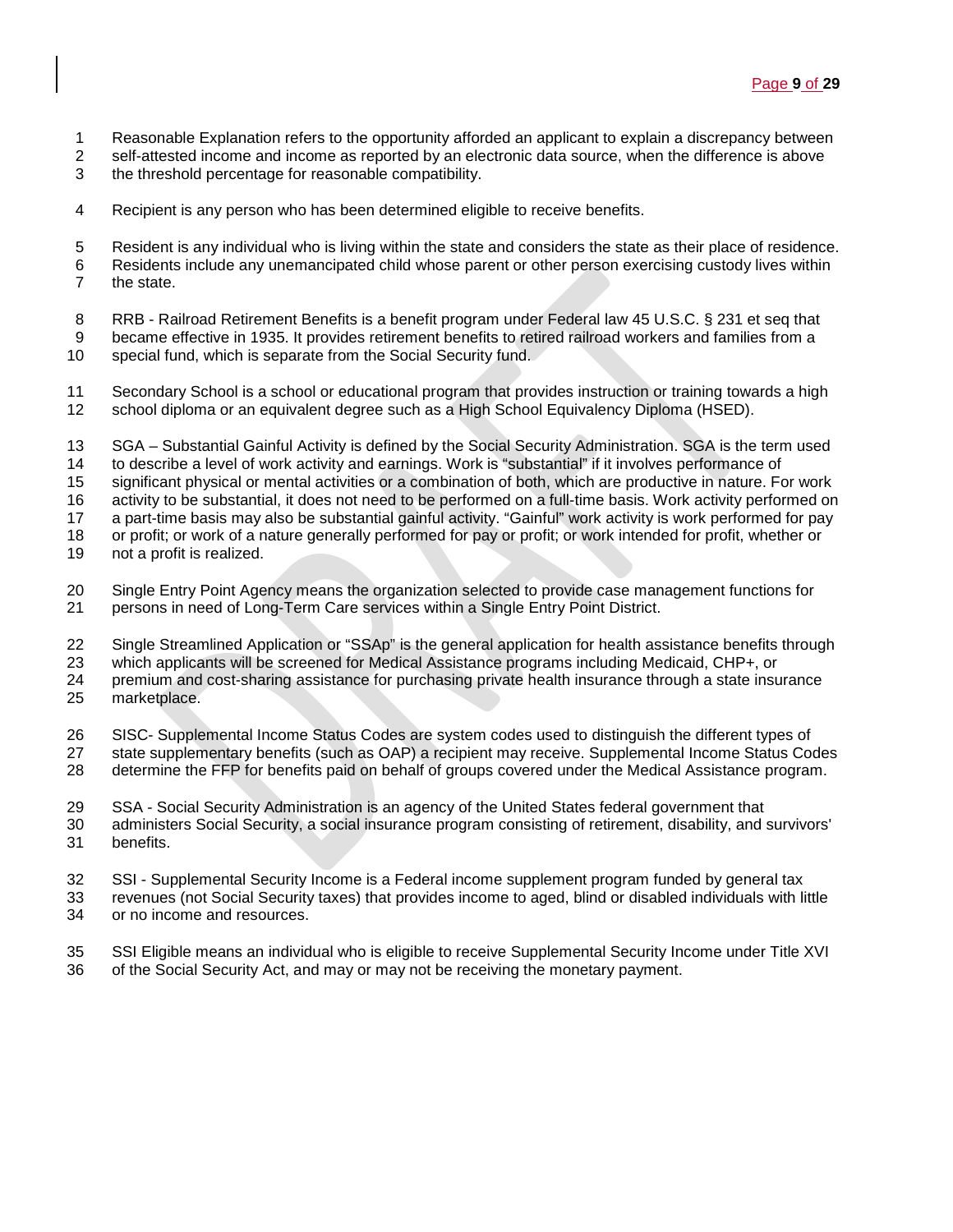Reasonable Explanation refers to the opportunity afforded an applicant to explain a discrepancy between self-attested income and income as reported by an electronic data source, when the difference is above the threshold percentage for reasonable compatibility.

Recipient is any person who has been determined eligible to receive benefits.

Resident is any individual who is living within the state and considers the state as their place of residence. Residents include any unemancipated child whose parent or other person exercising custody lives within the state.

RRB - Railroad Retirement Benefits is a benefit program under Federal law 45 U.S.C. § 231 et seq that became effective in 1935. It provides retirement benefits to retired railroad workers and families from a special fund, which is separate from the Social Security fund.

Secondary School is a school or educational program that provides instruction or training towards a high school diploma or an equivalent degree such as a High School Equivalency Diploma (HSED).

SGA – Substantial Gainful Activity is defined by the Social Security Administration. SGA is the term used to describe a level of work activity and earnings. Work is "substantial" if it involves performance of significant physical or mental activities or a combination of both, which are productive in nature. For work activity to be substantial, it does not need to be performed on a full-time basis. Work activity performed on a part-time basis may also be substantial gainful activity. "Gainful" work activity is work performed for pay or profit; or work of a nature generally performed for pay or profit; or work intended for profit, whether or not a profit is realized.

Single Entry Point Agency means the organization selected to provide case management functions for persons in need of Long-Term Care services within a Single Entry Point District.

Single Streamlined Application or "SSAp" is the general application for health assistance benefits through which applicants will be screened for Medical Assistance programs including Medicaid, CHP+, or premium and cost-sharing assistance for purchasing private health insurance through a state insurance marketplace.

SISC- Supplemental Income Status Codes are system codes used to distinguish the different types of state supplementary benefits (such as OAP) a recipient may receive. Supplemental Income Status Codes determine the FFP for benefits paid on behalf of groups covered under the Medical Assistance program.

SSA - Social Security Administration is an agency of the United States federal government that administers Social Security, a social insurance program consisting of retirement, disability, and survivors' benefits.

SSI - Supplemental Security Income is a Federal income supplement program funded by general tax revenues (not Social Security taxes) that provides income to aged, blind or disabled individuals with little or no income and resources.

SSI Eligible means an individual who is eligible to receive Supplemental Security Income under Title XVI of the Social Security Act, and may or may not be receiving the monetary payment.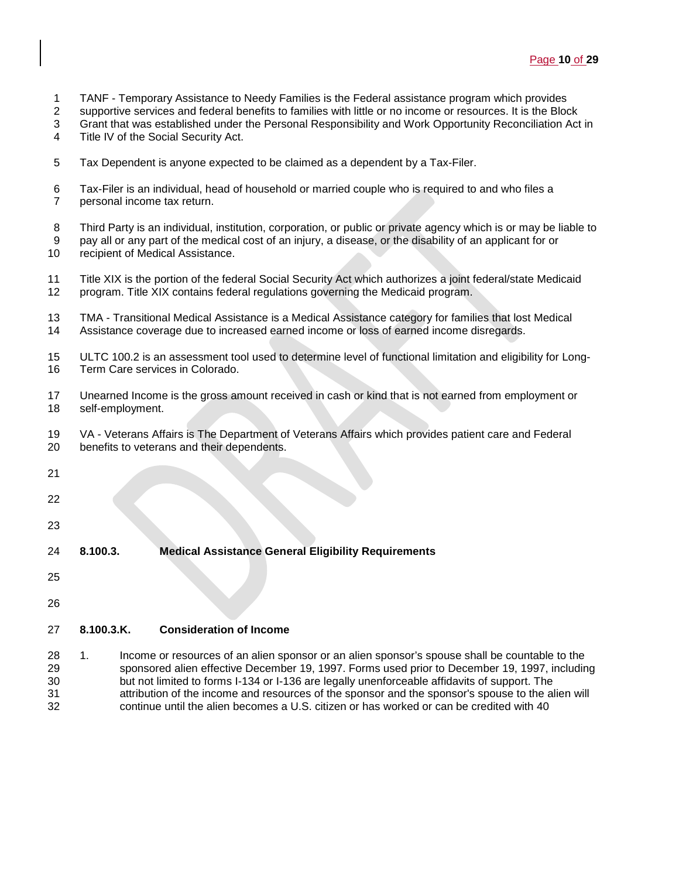TANF - Temporary Assistance to Needy Families is the Federal assistance program which provides supportive services and federal benefits to families with little or no income or resources. It is the Block Grant that was established under the Personal Responsibility and Work Opportunity Reconciliation Act in Title IV of the Social Security Act.

Tax Dependent is anyone expected to be claimed as a dependent by a Tax-Filer.

Tax-Filer is an individual, head of household or married couple who is required to and who files a personal income tax return.

Third Party is an individual, institution, corporation, or public or private agency which is or may be liable to pay all or any part of the medical cost of an injury, a disease, or the disability of an applicant for or recipient of Medical Assistance.

Title XIX is the portion of the federal Social Security Act which authorizes a joint federal/state Medicaid program. Title XIX contains federal regulations governing the Medicaid program.

TMA - Transitional Medical Assistance is a Medical Assistance category for families that lost Medical Assistance coverage due to increased earned income or loss of earned income disregards.

ULTC 100.2 is an assessment tool used to determine level of functional limitation and eligibility for Long-Term Care services in Colorado.

Unearned Income is the gross amount received in cash or kind that is not earned from employment or self-employment.

VA - Veterans Affairs is The Department of Veterans Affairs which provides patient care and Federal benefits to veterans and their dependents.

## 8.100.3. Medical Assistance General Eligibility Requirements

### 8.100.3.K. Consideration of Income

1. Income or resources of an alien sponsor or an alien sponsor's spouse shall be countable to the sponsored alien effective December 19, 1997. Forms used prior to December 19, 1997, including but not limited to forms I-134 or I-136 are legally unenforceable affidavits of support. The attribution of the income and resources of the sponsor and the sponsor's spouse to the alien will continue until the alien becomes a U.S. citizen or has worked or can be credited with 40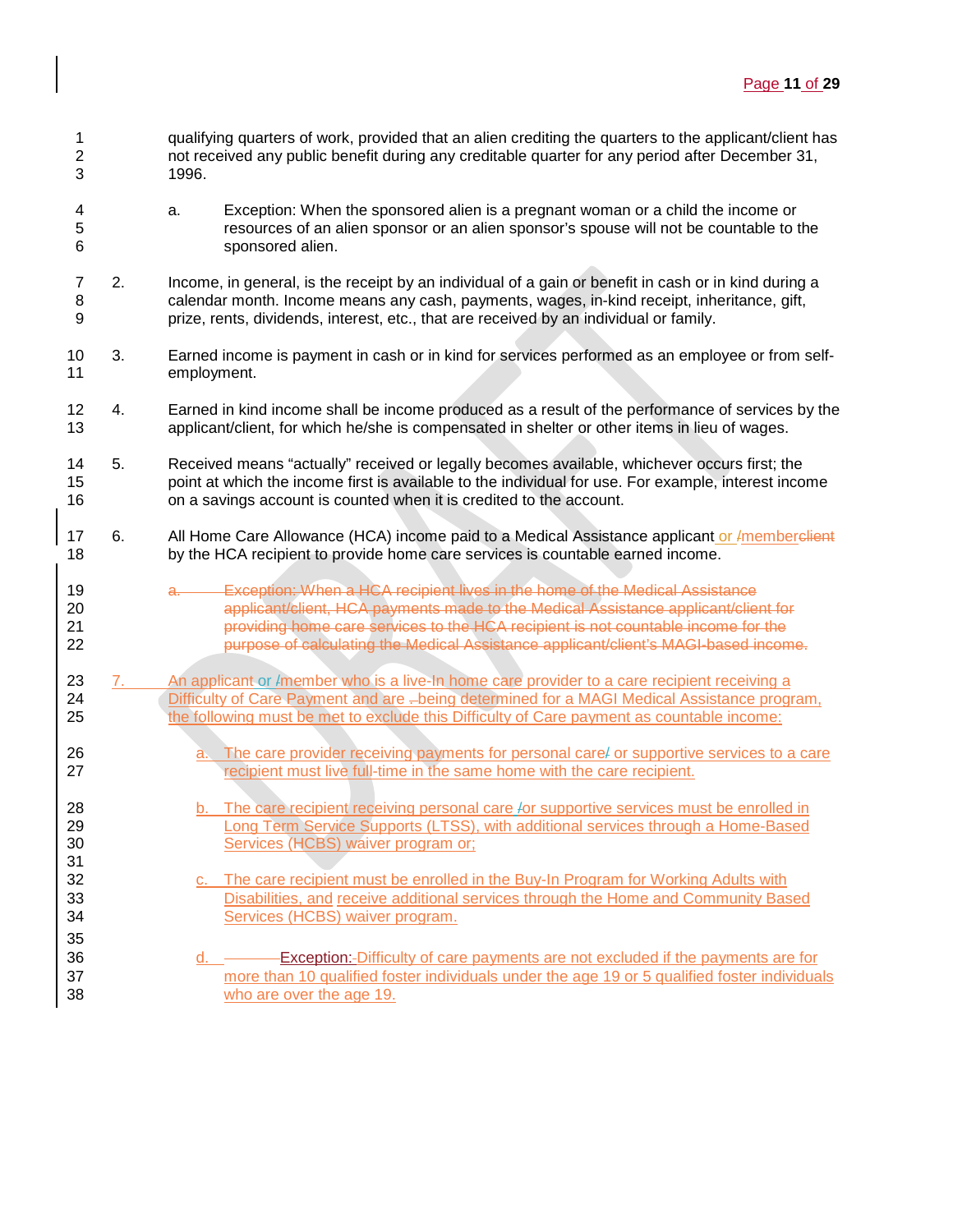qualifying quarters of work, provided that an alien crediting the quarters to the applicant/client has not received any public benefit during any creditable quarter for any period after December 31, 1996.

   a. Exception: When the sponsored alien is a pregnant woman or a child the income or resources of an alien sponsor or an alien sponsor's spouse will not be countable to the sponsored alien.

2. Income, in general, is the receipt by an individual of a gain or benefit in cash or in kind during a calendar month. Income means any cash, payments, wages, in-kind receipt, inheritance, gift, prize, rents, dividends, interest, etc., that are received by an individual or family.

3. Earned income is payment in cash or in kind for services performed as an employee or from self-employment.

4. Earned in kind income shall be income produced as a result of the performance of services by the applicant/client, for which he/she is compensated in shelter or other items in lieu of wages.

5. Received means "actually" received or legally becomes available, whichever occurs first; the point at which the income first is available to the individual for use. For example, interest income on a savings account is counted when it is credited to the account.

6. All Home Care Allowance (HCA) income paid to a Medical Assistance applicant or /memberclient by the HCA recipient to provide home care services is countable earned income.

   a. ~~Exception: When a HCA recipient lives in the home of the Medical Assistance applicant/client, HCA payments made to the Medical Assistance applicant/client for providing home care services to the HCA recipient is not countable income for the purpose of calculating the Medical Assistance applicant/client's MAGI-based income.~~

7. An applicant or /member who is a live-In home care provider to a care recipient receiving a Difficulty of Care Payment and are .being determined for a MAGI Medical Assistance program, the following must be met to exclude this Difficulty of Care payment as countable income:

   a. The care provider receiving payments for personal care/ or supportive services to a care recipient must live full-time in the same home with the care recipient.

   b. The care recipient receiving personal care /or supportive services must be enrolled in Long Term Service Supports (LTSS), with additional services through a Home-Based Services (HCBS) waiver program or;

   c. The care recipient must be enrolled in the Buy-In Program for Working Adults with Disabilities, and receive additional services through the Home and Community Based Services (HCBS) waiver program.

   d. Exception: Difficulty of care payments are not excluded if the payments are for more than 10 qualified foster individuals under the age 19 or 5 qualified foster individuals who are over the age 19.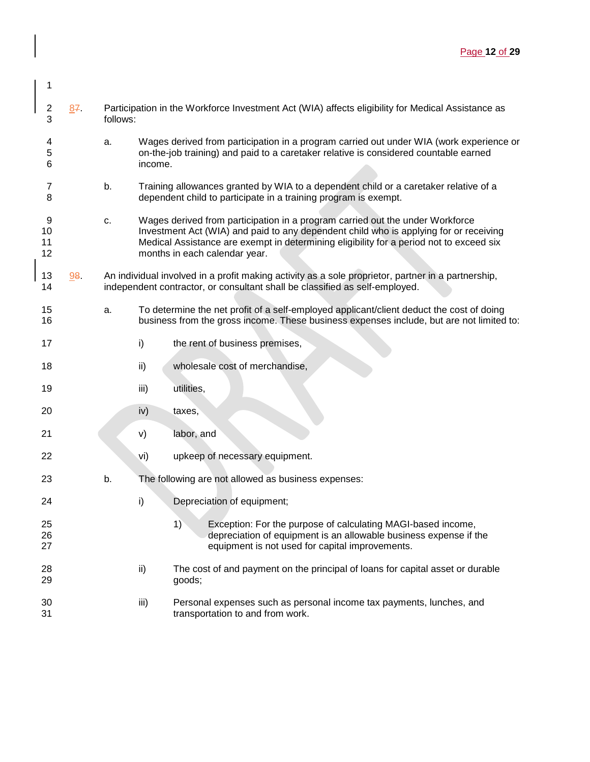8~~7~~. Participation in the Workforce Investment Act (WIA) affects eligibility for Medical Assistance as follows:

   a. Wages derived from participation in a program carried out under WIA (work experience or on-the-job training) and paid to a caretaker relative is considered countable earned income.

   b. Training allowances granted by WIA to a dependent child or a caretaker relative of a dependent child to participate in a training program is exempt.

   c. Wages derived from participation in a program carried out the under Workforce Investment Act (WIA) and paid to any dependent child who is applying for or receiving Medical Assistance are exempt in determining eligibility for a period not to exceed six months in each calendar year.

9~~8~~. An individual involved in a profit making activity as a sole proprietor, partner in a partnership, independent contractor, or consultant shall be classified as self-employed.

   a. To determine the net profit of a self-employed applicant/client deduct the cost of doing business from the gross income. These business expenses include, but are not limited to:

      i) the rent of business premises,

      ii) wholesale cost of merchandise,

      iii) utilities,

      iv) taxes,

      v) labor, and

      vi) upkeep of necessary equipment.

   b. The following are not allowed as business expenses:

      i) Depreciation of equipment;

         1) Exception: For the purpose of calculating MAGI-based income, depreciation of equipment is an allowable business expense if the equipment is not used for capital improvements.

      ii) The cost of and payment on the principal of loans for capital asset or durable goods;

      iii) Personal expenses such as personal income tax payments, lunches, and transportation to and from work.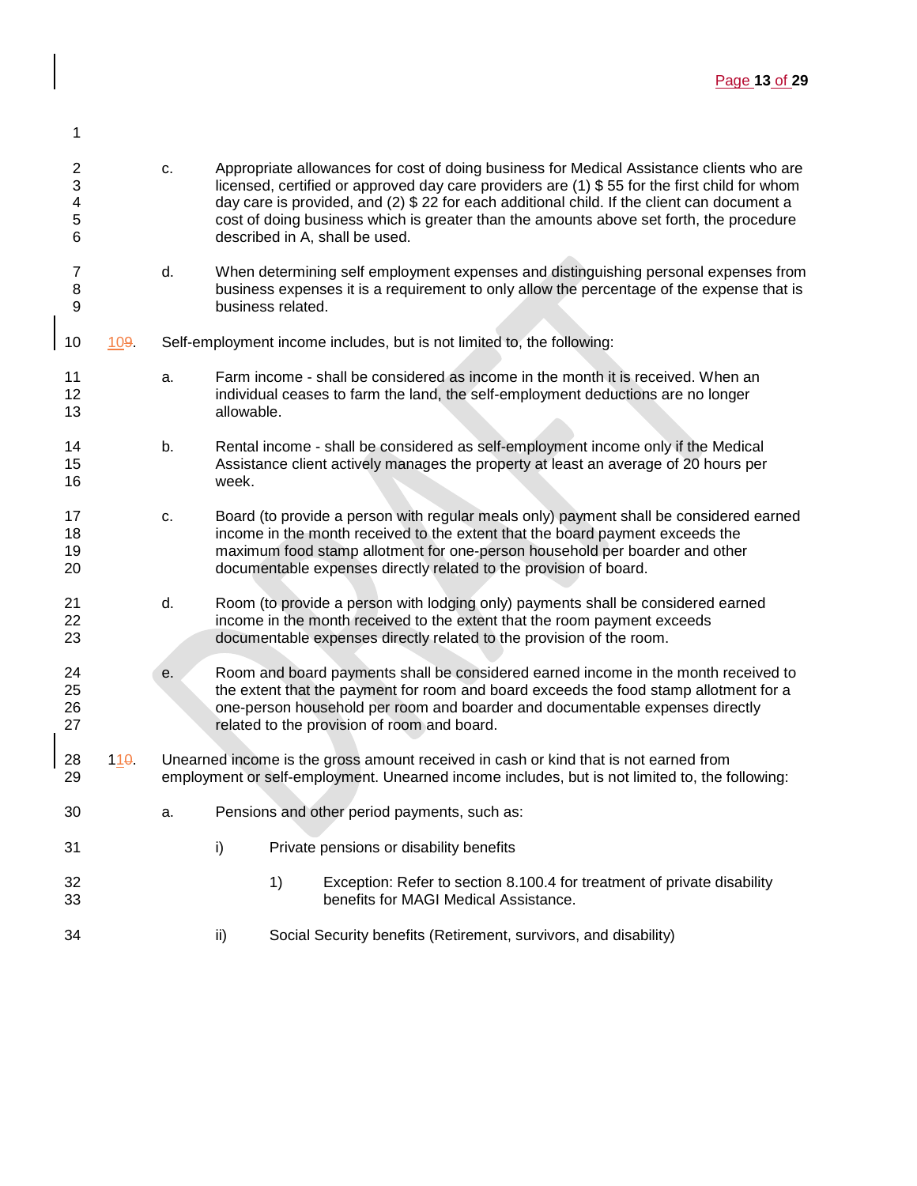c. Appropriate allowances for cost of doing business for Medical Assistance clients who are licensed, certified or approved day care providers are (1) $ 55 for the first child for whom day care is provided, and (2) $ 22 for each additional child. If the client can document a cost of doing business which is greater than the amounts above set forth, the procedure described in A, shall be used.

d. When determining self employment expenses and distinguishing personal expenses from business expenses it is a requirement to only allow the percentage of the expense that is business related.

10. Self-employment income includes, but is not limited to, the following:

a. Farm income - shall be considered as income in the month it is received. When an individual ceases to farm the land, the self-employment deductions are no longer allowable.

b. Rental income - shall be considered as self-employment income only if the Medical Assistance client actively manages the property at least an average of 20 hours per week.

c. Board (to provide a person with regular meals only) payment shall be considered earned income in the month received to the extent that the board payment exceeds the maximum food stamp allotment for one-person household per boarder and other documentable expenses directly related to the provision of board.

d. Room (to provide a person with lodging only) payments shall be considered earned income in the month received to the extent that the room payment exceeds documentable expenses directly related to the provision of the room.

e. Room and board payments shall be considered earned income in the month received to the extent that the payment for room and board exceeds the food stamp allotment for a one-person household per room and boarder and documentable expenses directly related to the provision of room and board.

11. Unearned income is the gross amount received in cash or kind that is not earned from employment or self-employment. Unearned income includes, but is not limited to, the following:

a. Pensions and other period payments, such as:

i) Private pensions or disability benefits

1) Exception: Refer to section 8.100.4 for treatment of private disability benefits for MAGI Medical Assistance.

ii) Social Security benefits (Retirement, survivors, and disability)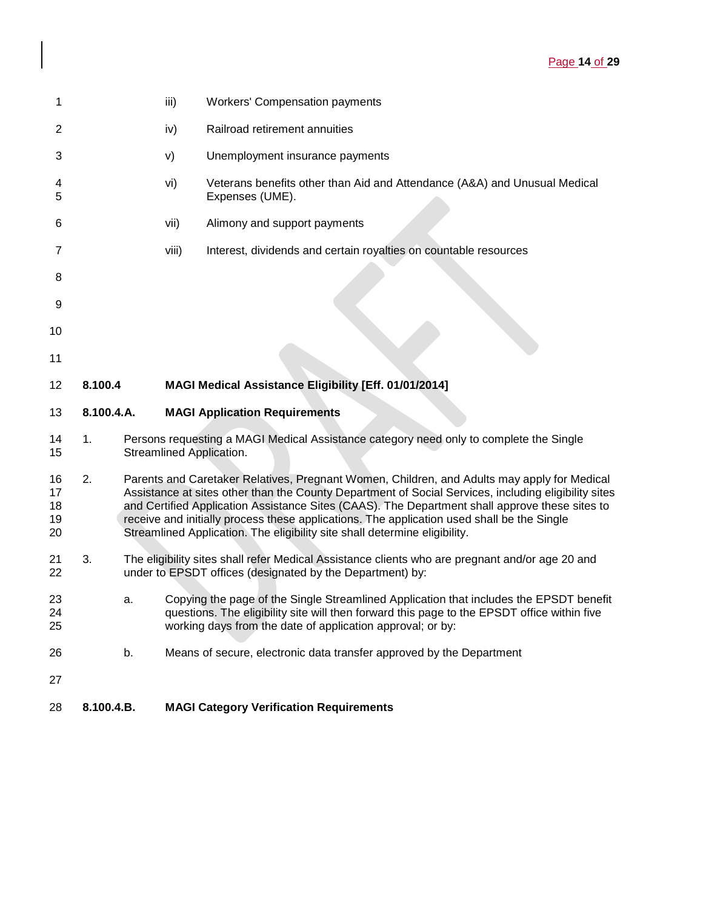iii) Workers' Compensation payments

iv) Railroad retirement annuities

v) Unemployment insurance payments

vi) Veterans benefits other than Aid and Attendance (A&A) and Unusual Medical Expenses (UME).

vii) Alimony and support payments

viii) Interest, dividends and certain royalties on countable resources

## 8.100.4 MAGI Medical Assistance Eligibility [Eff. 01/01/2014]

### 8.100.4.A. MAGI Application Requirements

1. Persons requesting a MAGI Medical Assistance category need only to complete the Single Streamlined Application.

2. Parents and Caretaker Relatives, Pregnant Women, Children, and Adults may apply for Medical Assistance at sites other than the County Department of Social Services, including eligibility sites and Certified Application Assistance Sites (CAAS). The Department shall approve these sites to receive and initially process these applications. The application used shall be the Single Streamlined Application. The eligibility site shall determine eligibility.

3. The eligibility sites shall refer Medical Assistance clients who are pregnant and/or age 20 and under to EPSDT offices (designated by the Department) by:

   a. Copying the page of the Single Streamlined Application that includes the EPSDT benefit questions. The eligibility site will then forward this page to the EPSDT office within five working days from the date of application approval; or by:

   b. Means of secure, electronic data transfer approved by the Department

### 8.100.4.B. MAGI Category Verification Requirements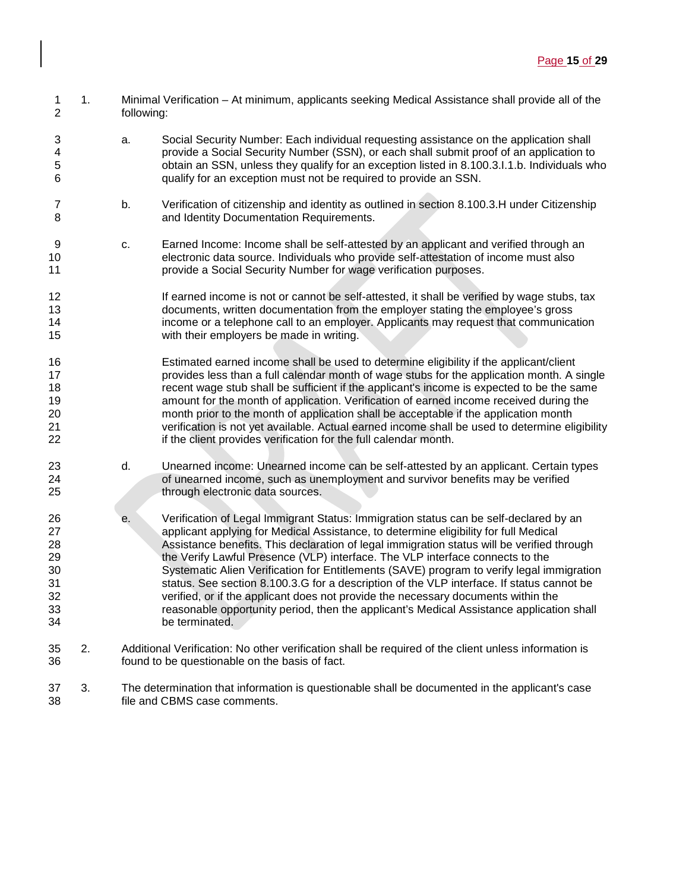1. Minimal Verification – At minimum, applicants seeking Medical Assistance shall provide all of the following:

   a. Social Security Number: Each individual requesting assistance on the application shall provide a Social Security Number (SSN), or each shall submit proof of an application to obtain an SSN, unless they qualify for an exception listed in 8.100.3.I.1.b. Individuals who qualify for an exception must not be required to provide an SSN.

   b. Verification of citizenship and identity as outlined in section 8.100.3.H under Citizenship and Identity Documentation Requirements.

   c. Earned Income: Income shall be self-attested by an applicant and verified through an electronic data source. Individuals who provide self-attestation of income must also provide a Social Security Number for wage verification purposes.

      If earned income is not or cannot be self-attested, it shall be verified by wage stubs, tax documents, written documentation from the employer stating the employee's gross income or a telephone call to an employer. Applicants may request that communication with their employers be made in writing.

      Estimated earned income shall be used to determine eligibility if the applicant/client provides less than a full calendar month of wage stubs for the application month. A single recent wage stub shall be sufficient if the applicant's income is expected to be the same amount for the month of application. Verification of earned income received during the month prior to the month of application shall be acceptable if the application month verification is not yet available. Actual earned income shall be used to determine eligibility if the client provides verification for the full calendar month.

   d. Unearned income: Unearned income can be self-attested by an applicant. Certain types of unearned income, such as unemployment and survivor benefits may be verified through electronic data sources.

   e. Verification of Legal Immigrant Status: Immigration status can be self-declared by an applicant applying for Medical Assistance, to determine eligibility for full Medical Assistance benefits. This declaration of legal immigration status will be verified through the Verify Lawful Presence (VLP) interface. The VLP interface connects to the Systematic Alien Verification for Entitlements (SAVE) program to verify legal immigration status. See section 8.100.3.G for a description of the VLP interface. If status cannot be verified, or if the applicant does not provide the necessary documents within the reasonable opportunity period, then the applicant's Medical Assistance application shall be terminated.

2. Additional Verification: No other verification shall be required of the client unless information is found to be questionable on the basis of fact.

3. The determination that information is questionable shall be documented in the applicant's case file and CBMS case comments.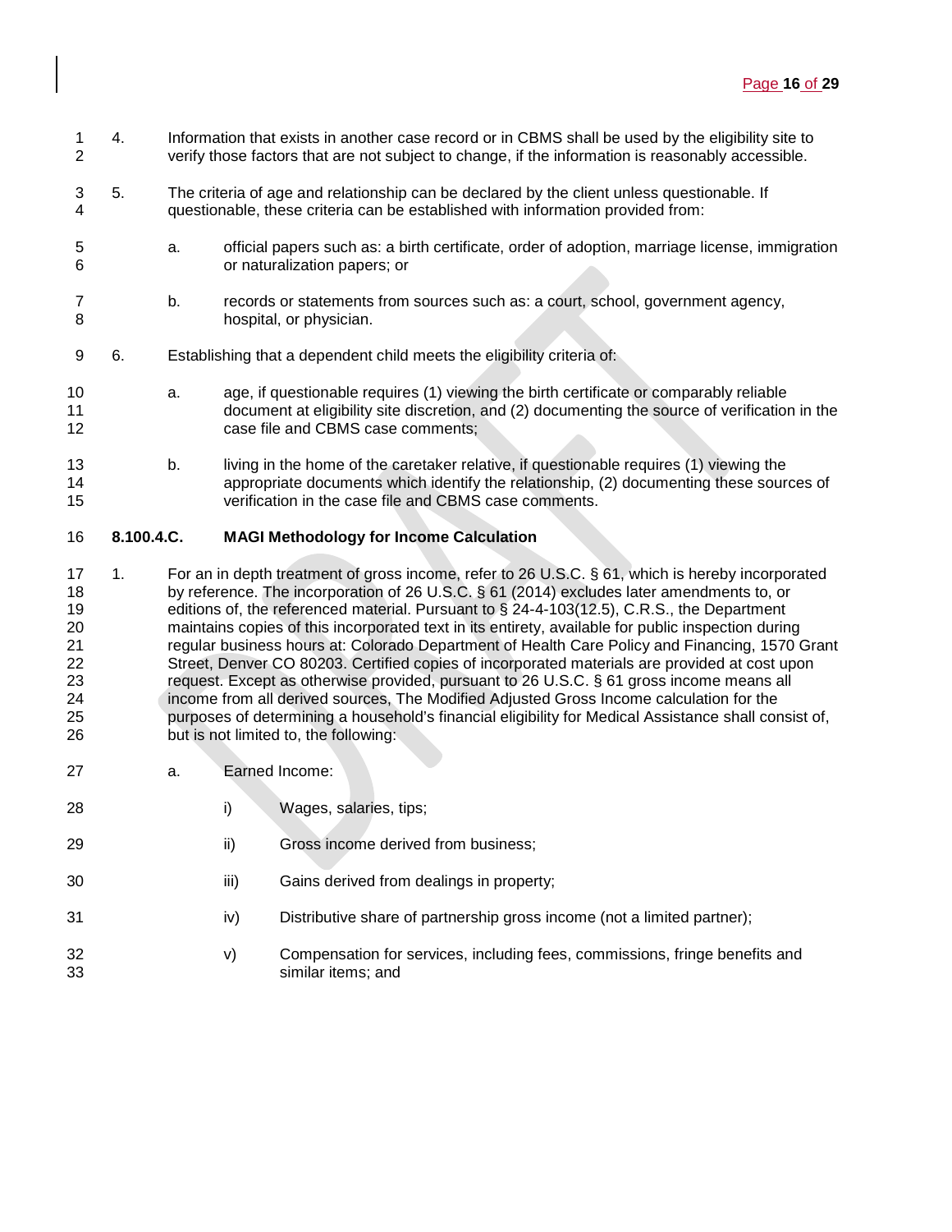4. Information that exists in another case record or in CBMS shall be used by the eligibility site to verify those factors that are not subject to change, if the information is reasonably accessible.

5. The criteria of age and relationship can be declared by the client unless questionable. If questionable, these criteria can be established with information provided from:

   a. official papers such as: a birth certificate, order of adoption, marriage license, immigration or naturalization papers; or

   b. records or statements from sources such as: a court, school, government agency, hospital, or physician.

6. Establishing that a dependent child meets the eligibility criteria of:

   a. age, if questionable requires (1) viewing the birth certificate or comparably reliable document at eligibility site discretion, and (2) documenting the source of verification in the case file and CBMS case comments;

   b. living in the home of the caretaker relative, if questionable requires (1) viewing the appropriate documents which identify the relationship, (2) documenting these sources of verification in the case file and CBMS case comments.

**8.100.4.C. MAGI Methodology for Income Calculation**

1. For an in depth treatment of gross income, refer to 26 U.S.C. § 61, which is hereby incorporated by reference. The incorporation of 26 U.S.C. § 61 (2014) excludes later amendments to, or editions of, the referenced material. Pursuant to § 24-4-103(12.5), C.R.S., the Department maintains copies of this incorporated text in its entirety, available for public inspection during regular business hours at: Colorado Department of Health Care Policy and Financing, 1570 Grant Street, Denver CO 80203. Certified copies of incorporated materials are provided at cost upon request. Except as otherwise provided, pursuant to 26 U.S.C. § 61 gross income means all income from all derived sources, The Modified Adjusted Gross Income calculation for the purposes of determining a household's financial eligibility for Medical Assistance shall consist of, but is not limited to, the following:

   a. Earned Income:

      i) Wages, salaries, tips;

      ii) Gross income derived from business;

      iii) Gains derived from dealings in property;

      iv) Distributive share of partnership gross income (not a limited partner);

      v) Compensation for services, including fees, commissions, fringe benefits and similar items; and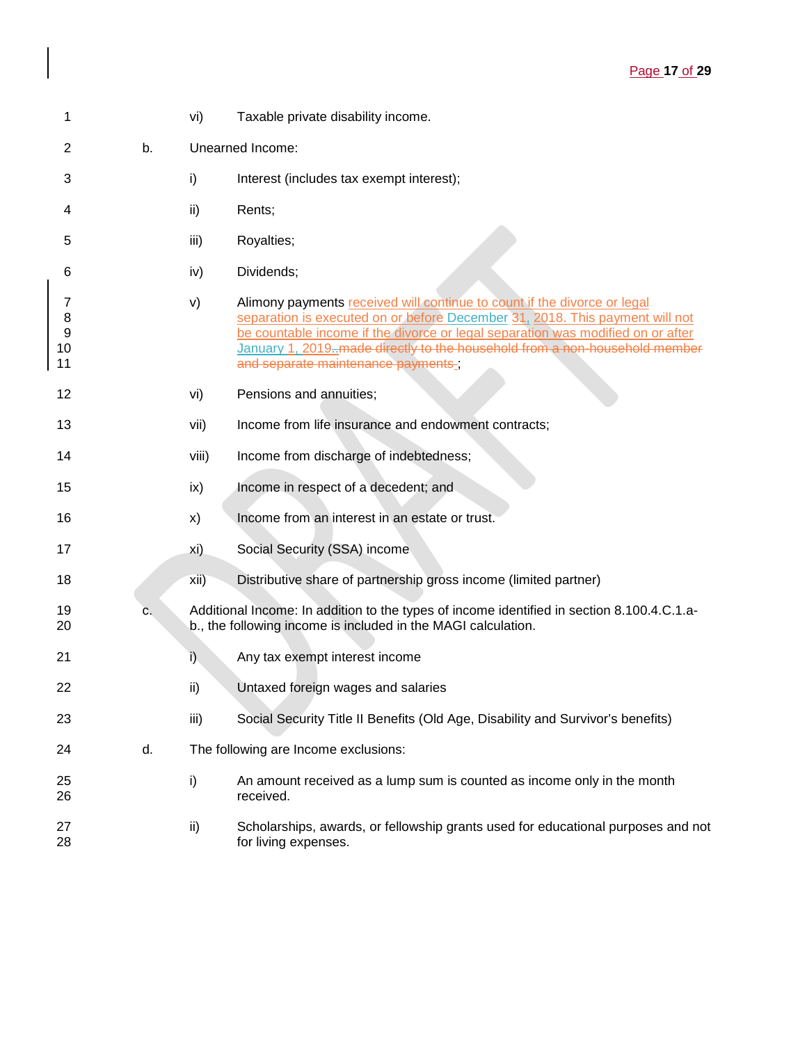vi) Taxable private disability income.

b. Unearned Income:

i) Interest (includes tax exempt interest);

ii) Rents;

iii) Royalties;

iv) Dividends;

v) Alimony payments received will continue to count if the divorce or legal separation is executed on or before December 31, 2018. This payment will not be countable income if the divorce or legal separation was modified on or after January 1, 2019.. made directly to the household from a non-household member and separate maintenance payments ;

vi) Pensions and annuities;

vii) Income from life insurance and endowment contracts;

viii) Income from discharge of indebtedness;

ix) Income in respect of a decedent; and

x) Income from an interest in an estate or trust.

xi) Social Security (SSA) income

xii) Distributive share of partnership gross income (limited partner)

c. Additional Income: In addition to the types of income identified in section 8.100.4.C.1.a-b., the following income is included in the MAGI calculation.

i) Any tax exempt interest income

ii) Untaxed foreign wages and salaries

iii) Social Security Title II Benefits (Old Age, Disability and Survivor's benefits)

d. The following are Income exclusions:

i) An amount received as a lump sum is counted as income only in the month received.

ii) Scholarships, awards, or fellowship grants used for educational purposes and not for living expenses.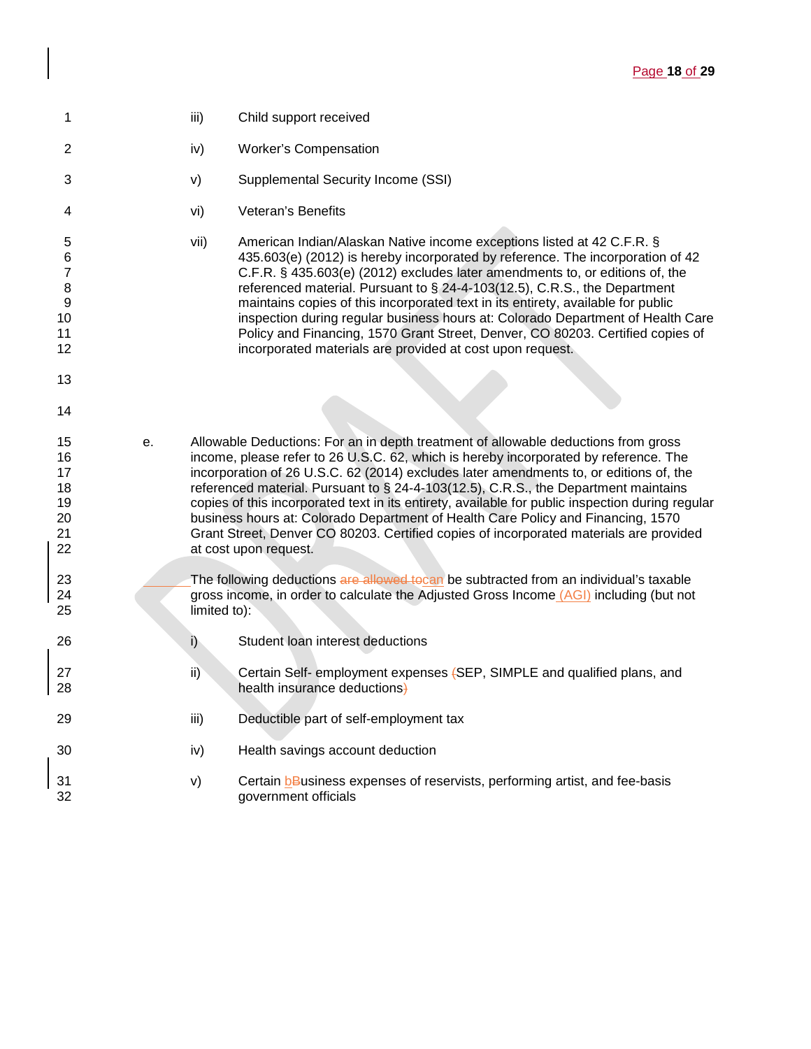iii) Child support received

iv) Worker's Compensation

v) Supplemental Security Income (SSI)

vi) Veteran's Benefits

vii) American Indian/Alaskan Native income exceptions listed at 42 C.F.R. § 435.603(e) (2012) is hereby incorporated by reference. The incorporation of 42 C.F.R. § 435.603(e) (2012) excludes later amendments to, or editions of, the referenced material. Pursuant to § 24-4-103(12.5), C.R.S., the Department maintains copies of this incorporated text in its entirety, available for public inspection during regular business hours at: Colorado Department of Health Care Policy and Financing, 1570 Grant Street, Denver, CO 80203. Certified copies of incorporated materials are provided at cost upon request.

e. Allowable Deductions: For an in depth treatment of allowable deductions from gross income, please refer to 26 U.S.C. 62, which is hereby incorporated by reference. The incorporation of 26 U.S.C. 62 (2014) excludes later amendments to, or editions of, the referenced material. Pursuant to § 24-4-103(12.5), C.R.S., the Department maintains copies of this incorporated text in its entirety, available for public inspection during regular business hours at: Colorado Department of Health Care Policy and Financing, 1570 Grant Street, Denver CO 80203. Certified copies of incorporated materials are provided at cost upon request.

The following deductions ~~are allowed to~~can be subtracted from an individual's taxable gross income, in order to calculate the Adjusted Gross Income (AGI) including (but not limited to):

i) Student loan interest deductions

ii) Certain Self- employment expenses ~~(~~SEP, SIMPLE and qualified plans, and health insurance deductions~~)~~

iii) Deductible part of self-employment tax

iv) Health savings account deduction

v) Certain b~~B~~usiness expenses of reservists, performing artist, and fee-basis government officials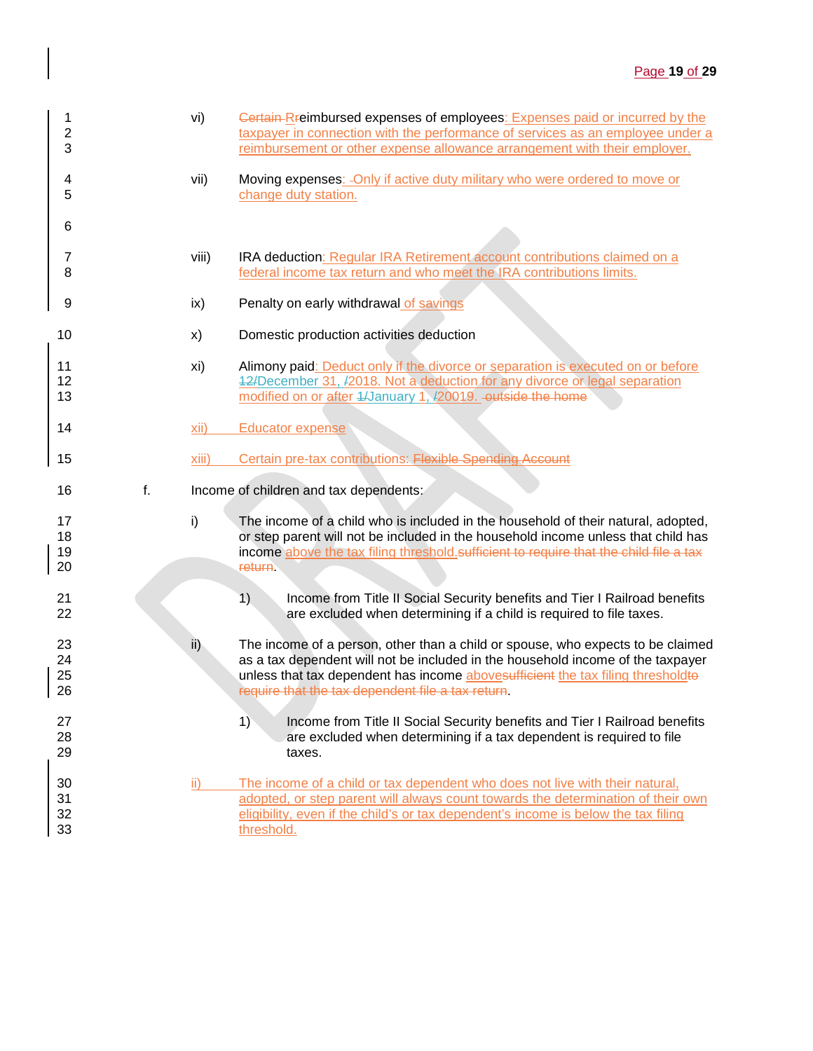vi) Certain Rreimbursed expenses of employees: Expenses paid or incurred by the taxpayer in connection with the performance of services as an employee under a reimbursement or other expense allowance arrangement with their employer.

vii) Moving expenses: Only if active duty military who were ordered to move or change duty station.

viii) IRA deduction: Regular IRA Retirement account contributions claimed on a federal income tax return and who meet the IRA contributions limits.

ix) Penalty on early withdrawal of savings

x) Domestic production activities deduction

xi) Alimony paid: Deduct only if the divorce or separation is executed on or before 12/December 31, /2018. Not a deduction for any divorce or legal separation modified on or after 1/January 1, /20019. outside the home

xii) Educator expense

xiii) Certain pre-tax contributions: Flexible Spending Account

f. Income of children and tax dependents:

i) The income of a child who is included in the household of their natural, adopted, or step parent will not be included in the household income unless that child has income above the tax filing threshold.sufficient to require that the child file a tax return.

1) Income from Title II Social Security benefits and Tier I Railroad benefits are excluded when determining if a child is required to file taxes.

ii) The income of a person, other than a child or spouse, who expects to be claimed as a tax dependent will not be included in the household income of the taxpayer unless that tax dependent has income abovesufficient the tax filing thresholdto require that the tax dependent file a tax return.

1) Income from Title II Social Security benefits and Tier I Railroad benefits are excluded when determining if a tax dependent is required to file taxes.

ii) The income of a child or tax dependent who does not live with their natural, adopted, or step parent will always count towards the determination of their own eligibility, even if the child's or tax dependent's income is below the tax filing threshold.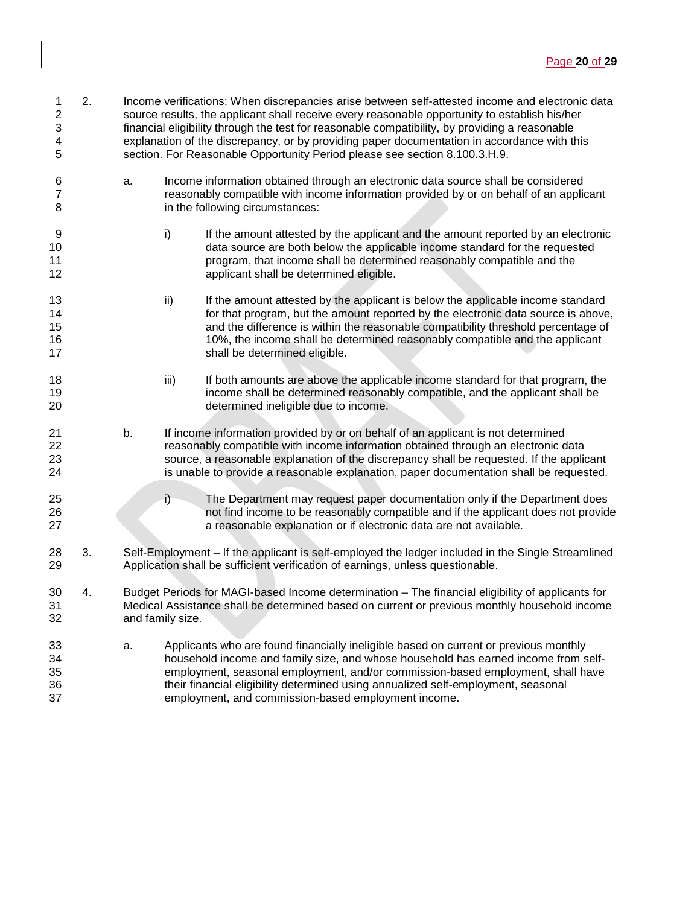2. Income verifications: When discrepancies arise between self-attested income and electronic data source results, the applicant shall receive every reasonable opportunity to establish his/her financial eligibility through the test for reasonable compatibility, by providing a reasonable explanation of the discrepancy, or by providing paper documentation in accordance with this section. For Reasonable Opportunity Period please see section 8.100.3.H.9.

   a. Income information obtained through an electronic data source shall be considered reasonably compatible with income information provided by or on behalf of an applicant in the following circumstances:

      i) If the amount attested by the applicant and the amount reported by an electronic data source are both below the applicable income standard for the requested program, that income shall be determined reasonably compatible and the applicant shall be determined eligible.

      ii) If the amount attested by the applicant is below the applicable income standard for that program, but the amount reported by the electronic data source is above, and the difference is within the reasonable compatibility threshold percentage of 10%, the income shall be determined reasonably compatible and the applicant shall be determined eligible.

      iii) If both amounts are above the applicable income standard for that program, the income shall be determined reasonably compatible, and the applicant shall be determined ineligible due to income.

   b. If income information provided by or on behalf of an applicant is not determined reasonably compatible with income information obtained through an electronic data source, a reasonable explanation of the discrepancy shall be requested. If the applicant is unable to provide a reasonable explanation, paper documentation shall be requested.

      i) The Department may request paper documentation only if the Department does not find income to be reasonably compatible and if the applicant does not provide a reasonable explanation or if electronic data are not available.

3. Self-Employment – If the applicant is self-employed the ledger included in the Single Streamlined Application shall be sufficient verification of earnings, unless questionable.

4. Budget Periods for MAGI-based Income determination – The financial eligibility of applicants for Medical Assistance shall be determined based on current or previous monthly household income and family size.

   a. Applicants who are found financially ineligible based on current or previous monthly household income and family size, and whose household has earned income from self-employment, seasonal employment, and/or commission-based employment, shall have their financial eligibility determined using annualized self-employment, seasonal employment, and commission-based employment income.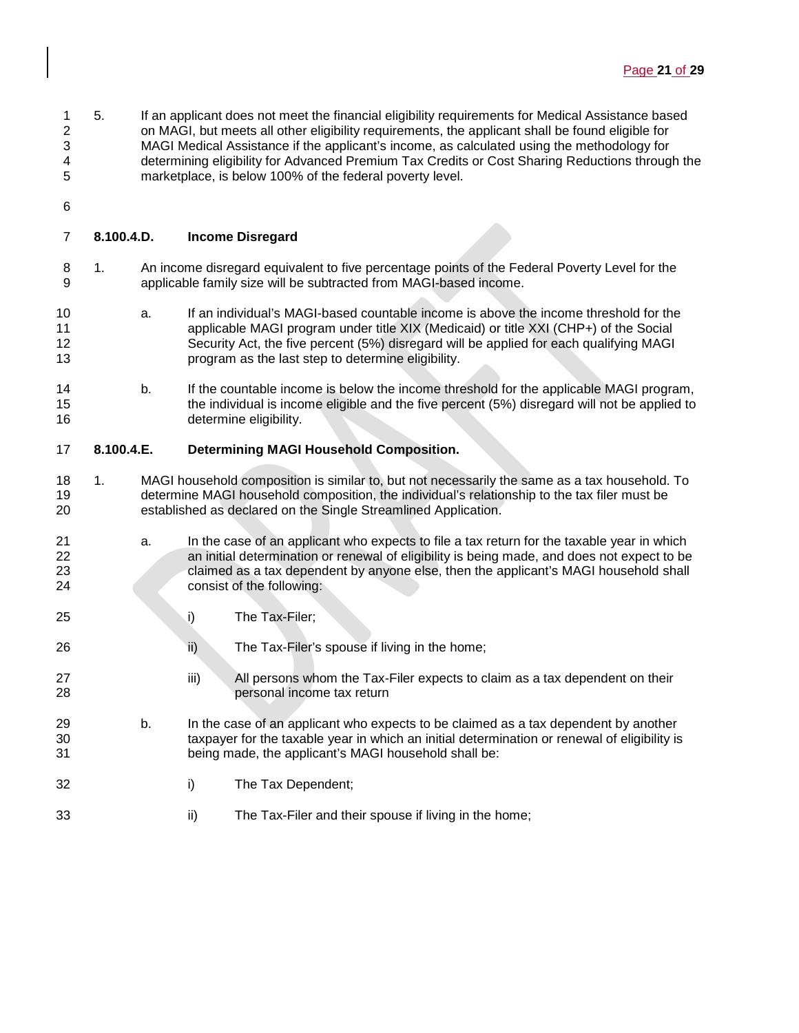5. If an applicant does not meet the financial eligibility requirements for Medical Assistance based on MAGI, but meets all other eligibility requirements, the applicant shall be found eligible for MAGI Medical Assistance if the applicant's income, as calculated using the methodology for determining eligibility for Advanced Premium Tax Credits or Cost Sharing Reductions through the marketplace, is below 100% of the federal poverty level.

### 8.100.4.D. Income Disregard

1. An income disregard equivalent to five percentage points of the Federal Poverty Level for the applicable family size will be subtracted from MAGI-based income.

   a. If an individual's MAGI-based countable income is above the income threshold for the applicable MAGI program under title XIX (Medicaid) or title XXI (CHP+) of the Social Security Act, the five percent (5%) disregard will be applied for each qualifying MAGI program as the last step to determine eligibility.

   b. If the countable income is below the income threshold for the applicable MAGI program, the individual is income eligible and the five percent (5%) disregard will not be applied to determine eligibility.

### 8.100.4.E. Determining MAGI Household Composition.

1. MAGI household composition is similar to, but not necessarily the same as a tax household. To determine MAGI household composition, the individual's relationship to the tax filer must be established as declared on the Single Streamlined Application.

   a. In the case of an applicant who expects to file a tax return for the taxable year in which an initial determination or renewal of eligibility is being made, and does not expect to be claimed as a tax dependent by anyone else, then the applicant's MAGI household shall consist of the following:

      i) The Tax-Filer;

      ii) The Tax-Filer's spouse if living in the home;

      iii) All persons whom the Tax-Filer expects to claim as a tax dependent on their personal income tax return

   b. In the case of an applicant who expects to be claimed as a tax dependent by another taxpayer for the taxable year in which an initial determination or renewal of eligibility is being made, the applicant's MAGI household shall be:

      i) The Tax Dependent;

      ii) The Tax-Filer and their spouse if living in the home;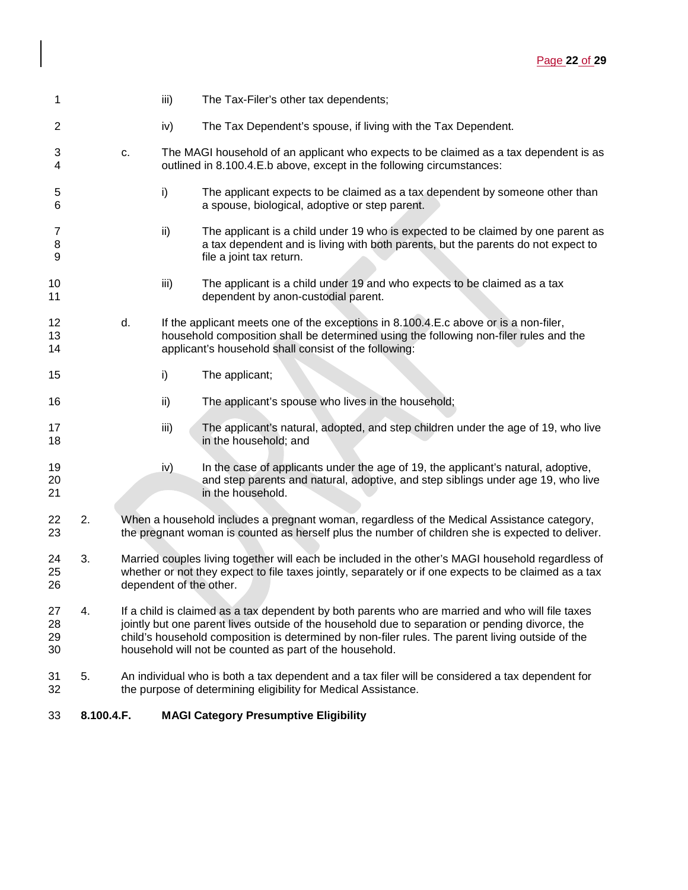iii) The Tax-Filer's other tax dependents;

iv) The Tax Dependent's spouse, if living with the Tax Dependent.

c. The MAGI household of an applicant who expects to be claimed as a tax dependent is as outlined in 8.100.4.E.b above, except in the following circumstances:

i) The applicant expects to be claimed as a tax dependent by someone other than a spouse, biological, adoptive or step parent.

ii) The applicant is a child under 19 who is expected to be claimed by one parent as a tax dependent and is living with both parents, but the parents do not expect to file a joint tax return.

iii) The applicant is a child under 19 and who expects to be claimed as a tax dependent by anon-custodial parent.

d. If the applicant meets one of the exceptions in 8.100.4.E.c above or is a non-filer, household composition shall be determined using the following non-filer rules and the applicant's household shall consist of the following:

i) The applicant;

ii) The applicant's spouse who lives in the household;

iii) The applicant's natural, adopted, and step children under the age of 19, who live in the household; and

iv) In the case of applicants under the age of 19, the applicant's natural, adoptive, and step parents and natural, adoptive, and step siblings under age 19, who live in the household.

2. When a household includes a pregnant woman, regardless of the Medical Assistance category, the pregnant woman is counted as herself plus the number of children she is expected to deliver.

3. Married couples living together will each be included in the other's MAGI household regardless of whether or not they expect to file taxes jointly, separately or if one expects to be claimed as a tax dependent of the other.

4. If a child is claimed as a tax dependent by both parents who are married and who will file taxes jointly but one parent lives outside of the household due to separation or pending divorce, the child's household composition is determined by non-filer rules. The parent living outside of the household will not be counted as part of the household.

5. An individual who is both a tax dependent and a tax filer will be considered a tax dependent for the purpose of determining eligibility for Medical Assistance.

**8.100.4.F. MAGI Category Presumptive Eligibility**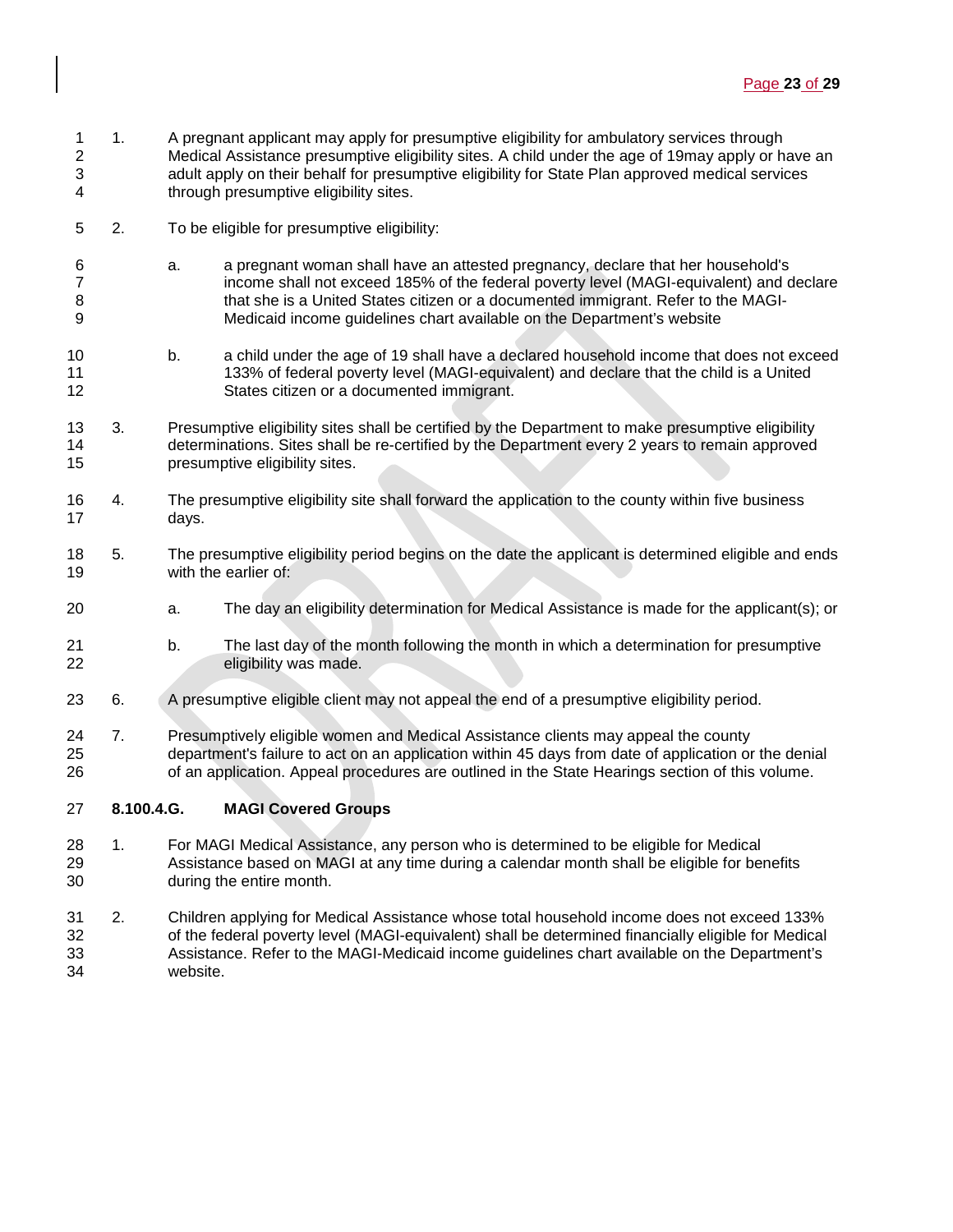1. A pregnant applicant may apply for presumptive eligibility for ambulatory services through Medical Assistance presumptive eligibility sites. A child under the age of 19may apply or have an adult apply on their behalf for presumptive eligibility for State Plan approved medical services through presumptive eligibility sites.

2. To be eligible for presumptive eligibility:

   a. a pregnant woman shall have an attested pregnancy, declare that her household's income shall not exceed 185% of the federal poverty level (MAGI-equivalent) and declare that she is a United States citizen or a documented immigrant. Refer to the MAGI-Medicaid income guidelines chart available on the Department's website

   b. a child under the age of 19 shall have a declared household income that does not exceed 133% of federal poverty level (MAGI-equivalent) and declare that the child is a United States citizen or a documented immigrant.

3. Presumptive eligibility sites shall be certified by the Department to make presumptive eligibility determinations. Sites shall be re-certified by the Department every 2 years to remain approved presumptive eligibility sites.

4. The presumptive eligibility site shall forward the application to the county within five business days.

5. The presumptive eligibility period begins on the date the applicant is determined eligible and ends with the earlier of:

   a. The day an eligibility determination for Medical Assistance is made for the applicant(s); or

   b. The last day of the month following the month in which a determination for presumptive eligibility was made.

6. A presumptive eligible client may not appeal the end of a presumptive eligibility period.

7. Presumptively eligible women and Medical Assistance clients may appeal the county department's failure to act on an application within 45 days from date of application or the denial of an application. Appeal procedures are outlined in the State Hearings section of this volume.

**8.100.4.G. MAGI Covered Groups**

1. For MAGI Medical Assistance, any person who is determined to be eligible for Medical Assistance based on MAGI at any time during a calendar month shall be eligible for benefits during the entire month.

2. Children applying for Medical Assistance whose total household income does not exceed 133% of the federal poverty level (MAGI-equivalent) shall be determined financially eligible for Medical Assistance. Refer to the MAGI-Medicaid income guidelines chart available on the Department's website.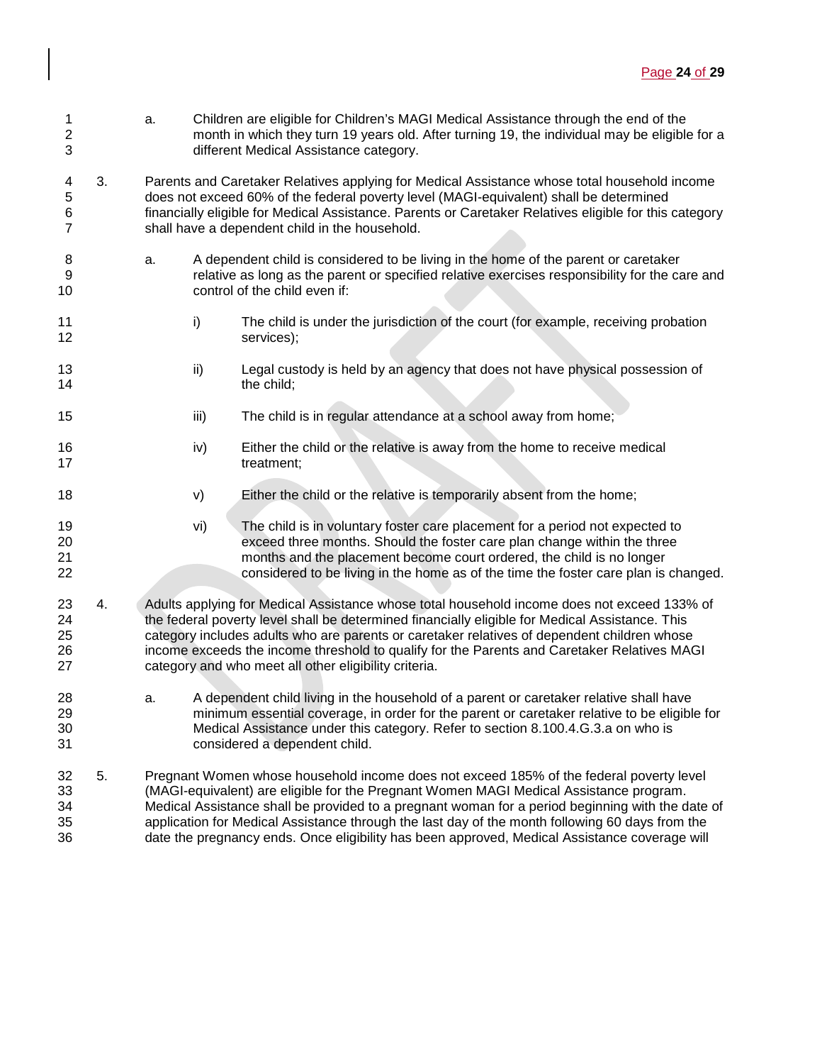a. Children are eligible for Children's MAGI Medical Assistance through the end of the month in which they turn 19 years old. After turning 19, the individual may be eligible for a different Medical Assistance category.

3. Parents and Caretaker Relatives applying for Medical Assistance whose total household income does not exceed 60% of the federal poverty level (MAGI-equivalent) shall be determined financially eligible for Medical Assistance. Parents or Caretaker Relatives eligible for this category shall have a dependent child in the household.

   a. A dependent child is considered to be living in the home of the parent or caretaker relative as long as the parent or specified relative exercises responsibility for the care and control of the child even if:

      i) The child is under the jurisdiction of the court (for example, receiving probation services);

      ii) Legal custody is held by an agency that does not have physical possession of the child;

      iii) The child is in regular attendance at a school away from home;

      iv) Either the child or the relative is away from the home to receive medical treatment;

      v) Either the child or the relative is temporarily absent from the home;

      vi) The child is in voluntary foster care placement for a period not expected to exceed three months. Should the foster care plan change within the three months and the placement become court ordered, the child is no longer considered to be living in the home as of the time the foster care plan is changed.

4. Adults applying for Medical Assistance whose total household income does not exceed 133% of the federal poverty level shall be determined financially eligible for Medical Assistance. This category includes adults who are parents or caretaker relatives of dependent children whose income exceeds the income threshold to qualify for the Parents and Caretaker Relatives MAGI category and who meet all other eligibility criteria.

   a. A dependent child living in the household of a parent or caretaker relative shall have minimum essential coverage, in order for the parent or caretaker relative to be eligible for Medical Assistance under this category. Refer to section 8.100.4.G.3.a on who is considered a dependent child.

5. Pregnant Women whose household income does not exceed 185% of the federal poverty level (MAGI-equivalent) are eligible for the Pregnant Women MAGI Medical Assistance program. Medical Assistance shall be provided to a pregnant woman for a period beginning with the date of application for Medical Assistance through the last day of the month following 60 days from the date the pregnancy ends. Once eligibility has been approved, Medical Assistance coverage will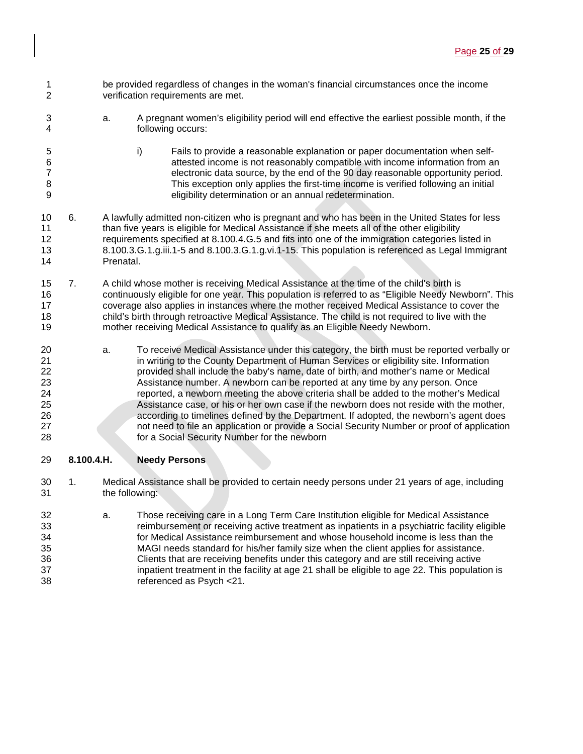be provided regardless of changes in the woman's financial circumstances once the income verification requirements are met.

a. A pregnant women's eligibility period will end effective the earliest possible month, if the following occurs:

i) Fails to provide a reasonable explanation or paper documentation when self-attested income is not reasonably compatible with income information from an electronic data source, by the end of the 90 day reasonable opportunity period. This exception only applies the first-time income is verified following an initial eligibility determination or an annual redetermination.

6. A lawfully admitted non-citizen who is pregnant and who has been in the United States for less than five years is eligible for Medical Assistance if she meets all of the other eligibility requirements specified at 8.100.4.G.5 and fits into one of the immigration categories listed in 8.100.3.G.1.g.iii.1-5 and 8.100.3.G.1.g.vi.1-15. This population is referenced as Legal Immigrant Prenatal.

7. A child whose mother is receiving Medical Assistance at the time of the child's birth is continuously eligible for one year. This population is referred to as "Eligible Needy Newborn". This coverage also applies in instances where the mother received Medical Assistance to cover the child's birth through retroactive Medical Assistance. The child is not required to live with the mother receiving Medical Assistance to qualify as an Eligible Needy Newborn.

a. To receive Medical Assistance under this category, the birth must be reported verbally or in writing to the County Department of Human Services or eligibility site. Information provided shall include the baby's name, date of birth, and mother's name or Medical Assistance number. A newborn can be reported at any time by any person. Once reported, a newborn meeting the above criteria shall be added to the mother's Medical Assistance case, or his or her own case if the newborn does not reside with the mother, according to timelines defined by the Department. If adopted, the newborn's agent does not need to file an application or provide a Social Security Number or proof of application for a Social Security Number for the newborn

**8.100.4.H. Needy Persons**

1. Medical Assistance shall be provided to certain needy persons under 21 years of age, including the following:

a. Those receiving care in a Long Term Care Institution eligible for Medical Assistance reimbursement or receiving active treatment as inpatients in a psychiatric facility eligible for Medical Assistance reimbursement and whose household income is less than the MAGI needs standard for his/her family size when the client applies for assistance. Clients that are receiving benefits under this category and are still receiving active inpatient treatment in the facility at age 21 shall be eligible to age 22. This population is referenced as Psych <21.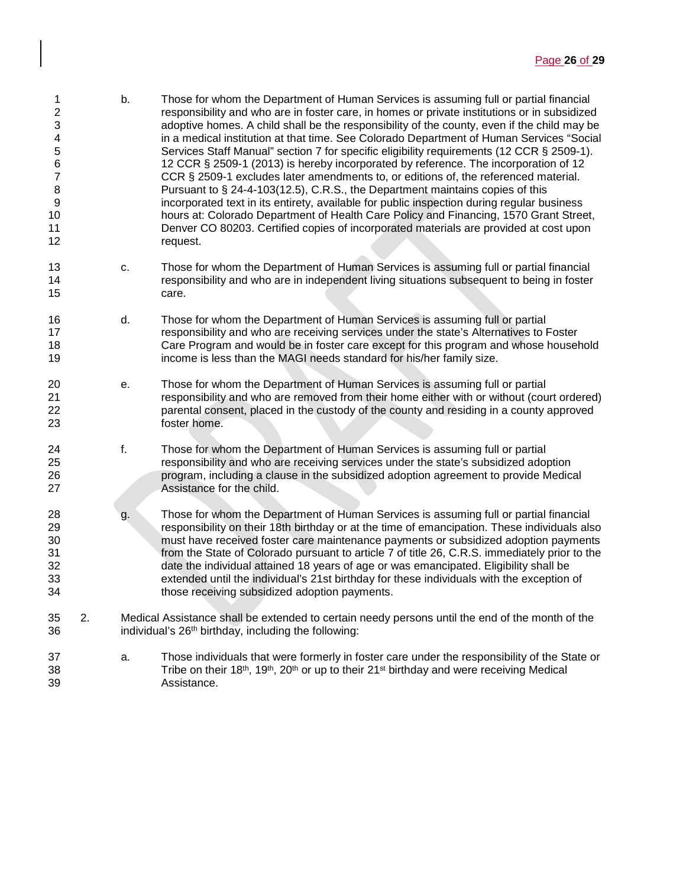b. Those for whom the Department of Human Services is assuming full or partial financial responsibility and who are in foster care, in homes or private institutions or in subsidized adoptive homes. A child shall be the responsibility of the county, even if the child may be in a medical institution at that time. See Colorado Department of Human Services "Social Services Staff Manual" section 7 for specific eligibility requirements (12 CCR § 2509-1). 12 CCR § 2509-1 (2013) is hereby incorporated by reference. The incorporation of 12 CCR § 2509-1 excludes later amendments to, or editions of, the referenced material. Pursuant to § 24-4-103(12.5), C.R.S., the Department maintains copies of this incorporated text in its entirety, available for public inspection during regular business hours at: Colorado Department of Health Care Policy and Financing, 1570 Grant Street, Denver CO 80203. Certified copies of incorporated materials are provided at cost upon request.

c. Those for whom the Department of Human Services is assuming full or partial financial responsibility and who are in independent living situations subsequent to being in foster care.

d. Those for whom the Department of Human Services is assuming full or partial responsibility and who are receiving services under the state's Alternatives to Foster Care Program and would be in foster care except for this program and whose household income is less than the MAGI needs standard for his/her family size.

e. Those for whom the Department of Human Services is assuming full or partial responsibility and who are removed from their home either with or without (court ordered) parental consent, placed in the custody of the county and residing in a county approved foster home.

f. Those for whom the Department of Human Services is assuming full or partial responsibility and who are receiving services under the state's subsidized adoption program, including a clause in the subsidized adoption agreement to provide Medical Assistance for the child.

g. Those for whom the Department of Human Services is assuming full or partial financial responsibility on their 18th birthday or at the time of emancipation. These individuals also must have received foster care maintenance payments or subsidized adoption payments from the State of Colorado pursuant to article 7 of title 26, C.R.S. immediately prior to the date the individual attained 18 years of age or was emancipated. Eligibility shall be extended until the individual's 21st birthday for these individuals with the exception of those receiving subsidized adoption payments.

2. Medical Assistance shall be extended to certain needy persons until the end of the month of the individual's 26th birthday, including the following:

a. Those individuals that were formerly in foster care under the responsibility of the State or Tribe on their 18th, 19th, 20th or up to their 21st birthday and were receiving Medical Assistance.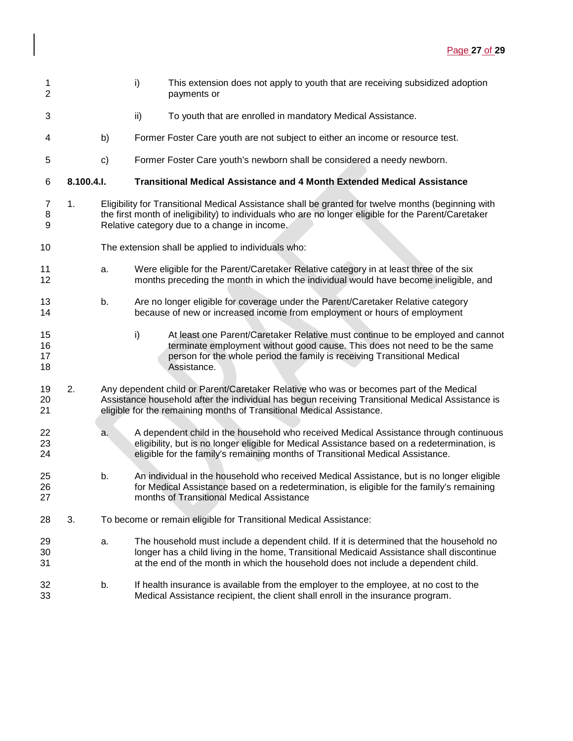i) This extension does not apply to youth that are receiving subsidized adoption payments or

ii) To youth that are enrolled in mandatory Medical Assistance.

b) Former Foster Care youth are not subject to either an income or resource test.

c) Former Foster Care youth's newborn shall be considered a needy newborn.

### 8.100.4.I. Transitional Medical Assistance and 4 Month Extended Medical Assistance

1. Eligibility for Transitional Medical Assistance shall be granted for twelve months (beginning with the first month of ineligibility) to individuals who are no longer eligible for the Parent/Caretaker Relative category due to a change in income.

   The extension shall be applied to individuals who:

   a. Were eligible for the Parent/Caretaker Relative category in at least three of the six months preceding the month in which the individual would have become ineligible, and

   b. Are no longer eligible for coverage under the Parent/Caretaker Relative category because of new or increased income from employment or hours of employment

      i) At least one Parent/Caretaker Relative must continue to be employed and cannot terminate employment without good cause. This does not need to be the same person for the whole period the family is receiving Transitional Medical Assistance.

2. Any dependent child or Parent/Caretaker Relative who was or becomes part of the Medical Assistance household after the individual has begun receiving Transitional Medical Assistance is eligible for the remaining months of Transitional Medical Assistance.

   a. A dependent child in the household who received Medical Assistance through continuous eligibility, but is no longer eligible for Medical Assistance based on a redetermination, is eligible for the family's remaining months of Transitional Medical Assistance.

   b. An individual in the household who received Medical Assistance, but is no longer eligible for Medical Assistance based on a redetermination, is eligible for the family's remaining months of Transitional Medical Assistance

3. To become or remain eligible for Transitional Medical Assistance:

   a. The household must include a dependent child. If it is determined that the household no longer has a child living in the home, Transitional Medicaid Assistance shall discontinue at the end of the month in which the household does not include a dependent child.

   b. If health insurance is available from the employer to the employee, at no cost to the Medical Assistance recipient, the client shall enroll in the insurance program.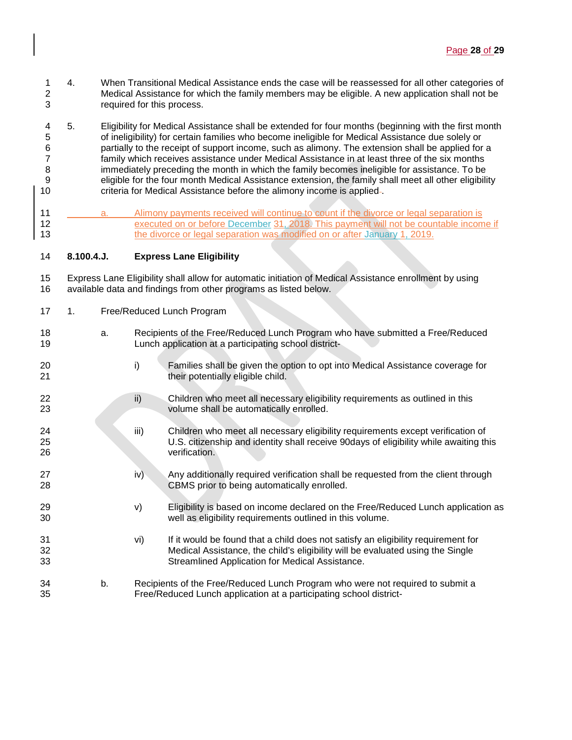4. When Transitional Medical Assistance ends the case will be reassessed for all other categories of Medical Assistance for which the family members may be eligible. A new application shall not be required for this process.

5. Eligibility for Medical Assistance shall be extended for four months (beginning with the first month of ineligibility) for certain families who become ineligible for Medical Assistance due solely or partially to the receipt of support income, such as alimony. The extension shall be applied for a family which receives assistance under Medical Assistance in at least three of the six months immediately preceding the month in which the family becomes ineligible for assistance. To be eligible for the four month Medical Assistance extension, the family shall meet all other eligibility criteria for Medical Assistance before the alimony income is applied.

   a. Alimony payments received will continue to count if the divorce or legal separation is executed on or before December 31, 2018. This payment will not be countable income if the divorce or legal separation was modified on or after January 1, 2019.

**8.100.4.J. Express Lane Eligibility**

Express Lane Eligibility shall allow for automatic initiation of Medical Assistance enrollment by using available data and findings from other programs as listed below.

1. Free/Reduced Lunch Program

   a. Recipients of the Free/Reduced Lunch Program who have submitted a Free/Reduced Lunch application at a participating school district-

      i) Families shall be given the option to opt into Medical Assistance coverage for their potentially eligible child.

      ii) Children who meet all necessary eligibility requirements as outlined in this volume shall be automatically enrolled.

      iii) Children who meet all necessary eligibility requirements except verification of U.S. citizenship and identity shall receive 90days of eligibility while awaiting this verification.

      iv) Any additionally required verification shall be requested from the client through CBMS prior to being automatically enrolled.

      v) Eligibility is based on income declared on the Free/Reduced Lunch application as well as eligibility requirements outlined in this volume.

      vi) If it would be found that a child does not satisfy an eligibility requirement for Medical Assistance, the child's eligibility will be evaluated using the Single Streamlined Application for Medical Assistance.

   b. Recipients of the Free/Reduced Lunch Program who were not required to submit a Free/Reduced Lunch application at a participating school district-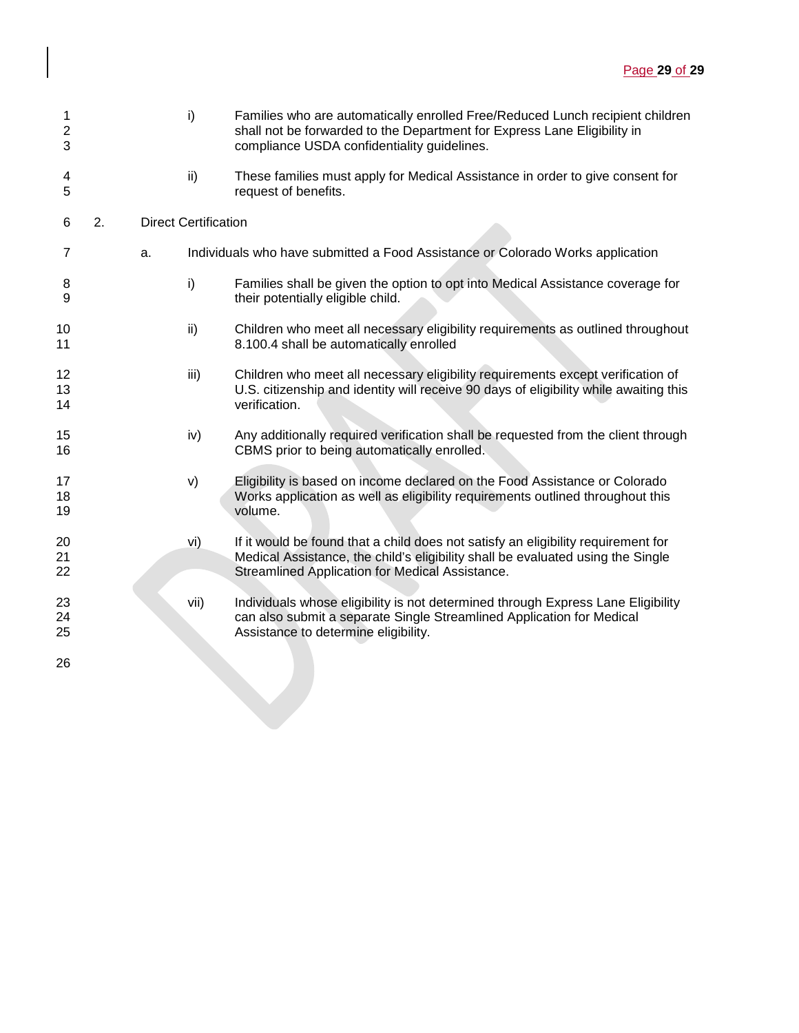i) Families who are automatically enrolled Free/Reduced Lunch recipient children shall not be forwarded to the Department for Express Lane Eligibility in compliance USDA confidentiality guidelines.

ii) These families must apply for Medical Assistance in order to give consent for request of benefits.

2. Direct Certification

a. Individuals who have submitted a Food Assistance or Colorado Works application

i) Families shall be given the option to opt into Medical Assistance coverage for their potentially eligible child.

ii) Children who meet all necessary eligibility requirements as outlined throughout 8.100.4 shall be automatically enrolled

iii) Children who meet all necessary eligibility requirements except verification of U.S. citizenship and identity will receive 90 days of eligibility while awaiting this verification.

iv) Any additionally required verification shall be requested from the client through CBMS prior to being automatically enrolled.

v) Eligibility is based on income declared on the Food Assistance or Colorado Works application as well as eligibility requirements outlined throughout this volume.

vi) If it would be found that a child does not satisfy an eligibility requirement for Medical Assistance, the child's eligibility shall be evaluated using the Single Streamlined Application for Medical Assistance.

vii) Individuals whose eligibility is not determined through Express Lane Eligibility can also submit a separate Single Streamlined Application for Medical Assistance to determine eligibility.